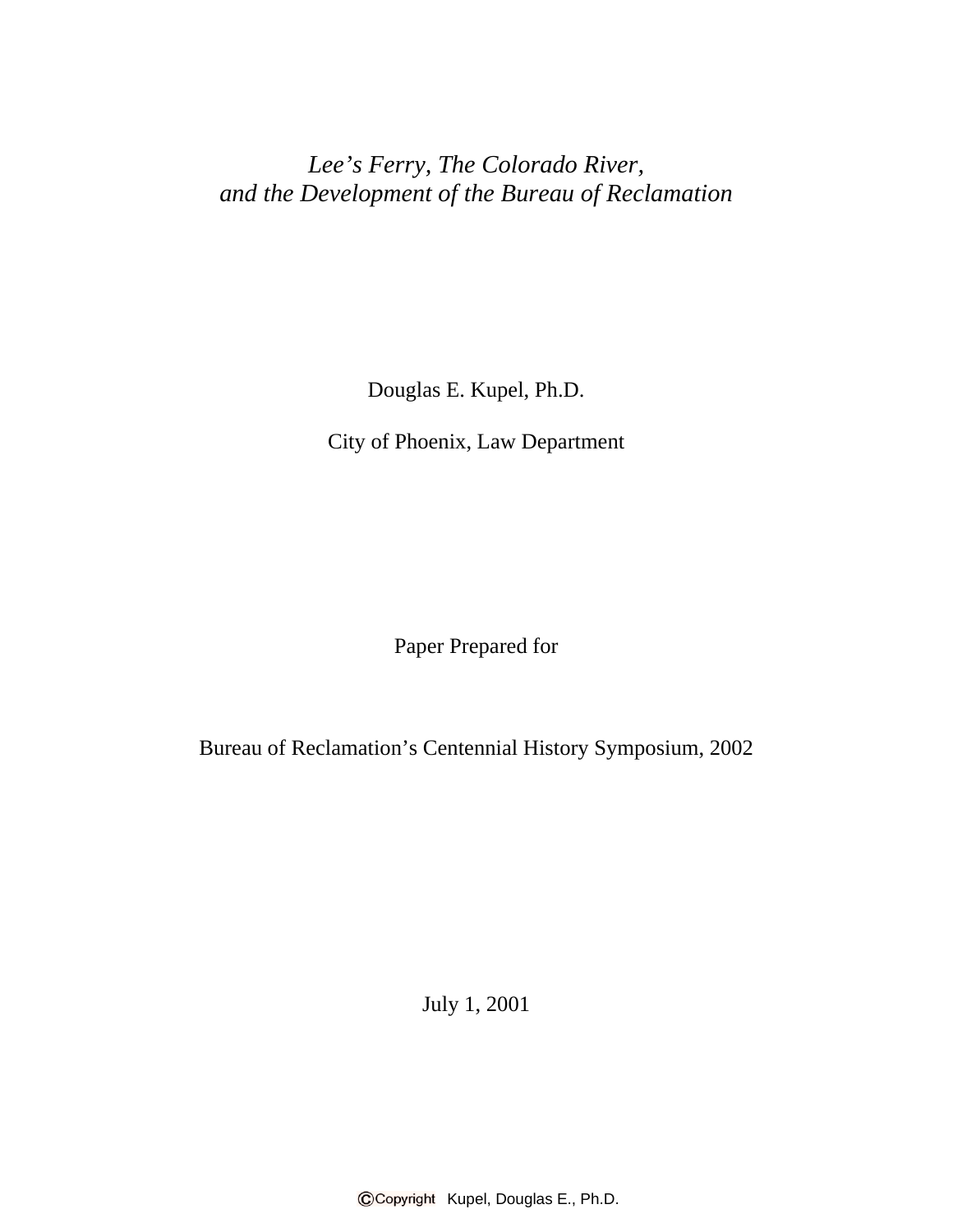# *Lee's Ferry, The Colorado River, and the Development of the Bureau of Reclamation*

Douglas E. Kupel, Ph.D.

City of Phoenix, Law Department

Paper Prepared for

Bureau of Reclamation's Centennial History Symposium, 2002

July 1, 2001

©Copyright Kupel, Douglas E., Ph.D.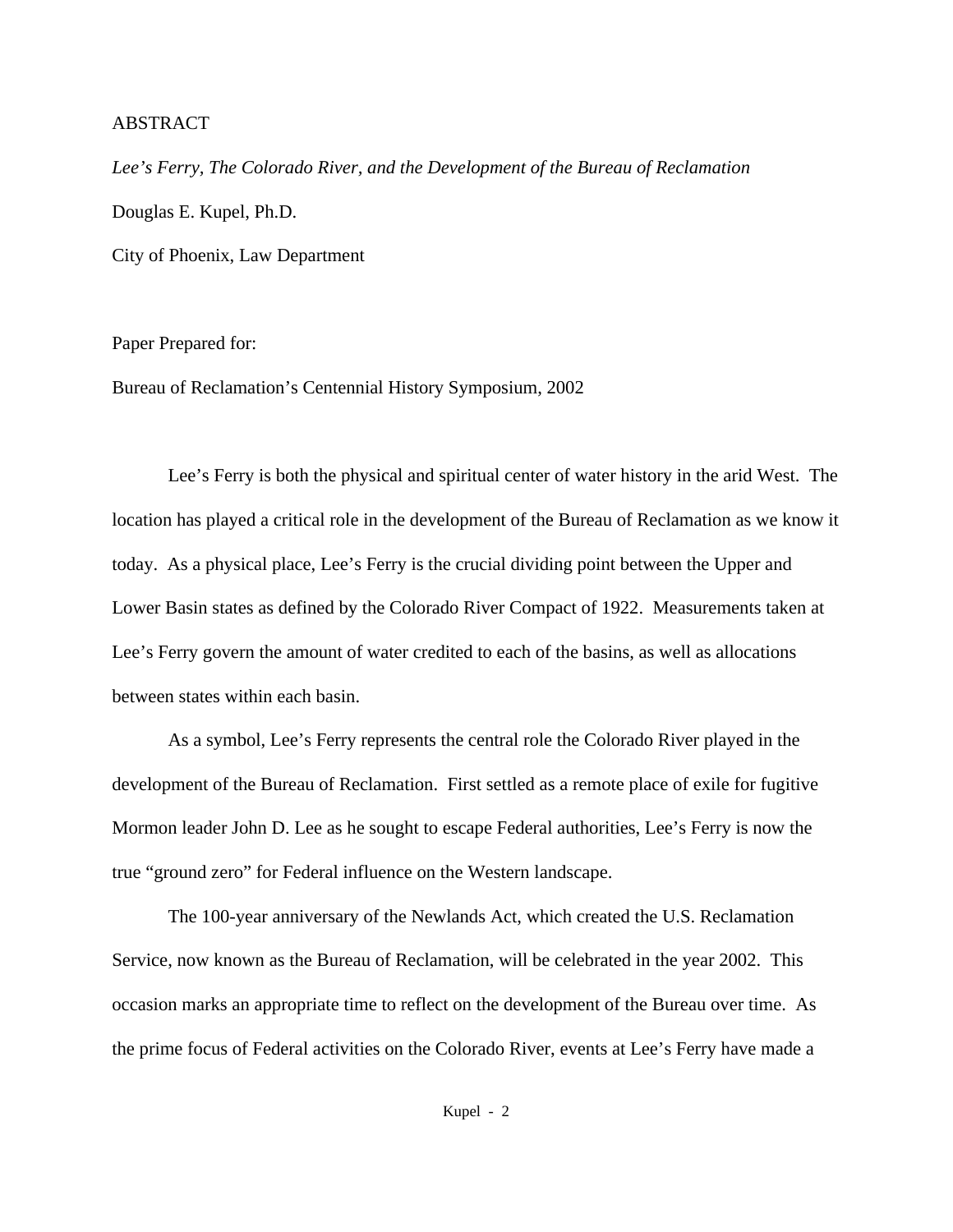ABSTRACT

*Lee's Ferry, The Colorado River, and the Development of the Bureau of Reclamation*

Douglas E. Kupel, Ph.D.

City of Phoenix, Law Department

Paper Prepared for:

Bureau of Reclamation's Centennial History Symposium, 2002

Lee's Ferry is both the physical and spiritual center of water history in the arid West. The location has played a critical role in the development of the Bureau of Reclamation as we know it today. As a physical place, Lee's Ferry is the crucial dividing point between the Upper and Lower Basin states as defined by the Colorado River Compact of 1922. Measurements taken at Lee's Ferry govern the amount of water credited to each of the basins, as well as allocations between states within each basin.

As a symbol, Lee's Ferry represents the central role the Colorado River played in the development of the Bureau of Reclamation. First settled as a remote place of exile for fugitive Mormon leader John D. Lee as he sought to escape Federal authorities, Lee's Ferry is now the true "ground zero" for Federal influence on the Western landscape.

The 100-year anniversary of the Newlands Act, which created the U.S. Reclamation Service, now known as the Bureau of Reclamation, will be celebrated in the year 2002. This occasion marks an appropriate time to reflect on the development of the Bureau over time. As the prime focus of Federal activities on the Colorado River, events at Lee's Ferry have made a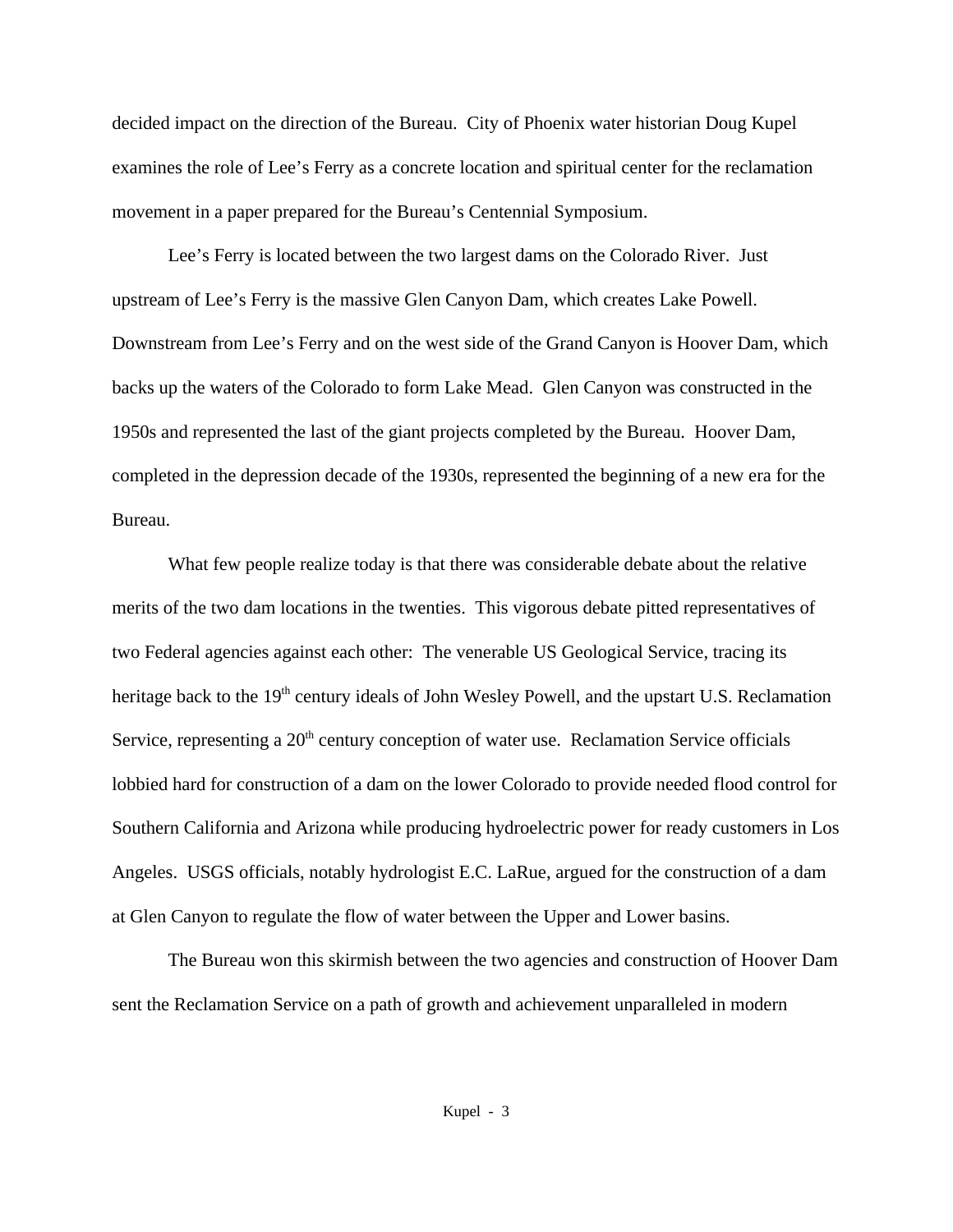decided impact on the direction of the Bureau. City of Phoenix water historian Doug Kupel examines the role of Lee's Ferry as a concrete location and spiritual center for the reclamation movement in a paper prepared for the Bureau's Centennial Symposium.

Lee's Ferry is located between the two largest dams on the Colorado River. Just upstream of Lee's Ferry is the massive Glen Canyon Dam, which creates Lake Powell. Downstream from Lee's Ferry and on the west side of the Grand Canyon is Hoover Dam, which backs up the waters of the Colorado to form Lake Mead. Glen Canyon was constructed in the 1950s and represented the last of the giant projects completed by the Bureau. Hoover Dam, completed in the depression decade of the 1930s, represented the beginning of a new era for the Bureau.

What few people realize today is that there was considerable debate about the relative merits of the two dam locations in the twenties. This vigorous debate pitted representatives of two Federal agencies against each other: The venerable US Geological Service, tracing its heritage back to the 19th century ideals of John Wesley Powell, and the upstart U.S. Reclamation Service, representing a 20th century conception of water use. Reclamation Service officials lobbied hard for construction of a dam on the lower Colorado to provide needed flood control for Southern California and Arizona while producing hydroelectric power for ready customers in Los Angeles. USGS officials, notably hydrologist E.C. LaRue, argued for the construction of a dam at Glen Canyon to regulate the flow of water between the Upper and Lower basins.

The Bureau won this skirmish between the two agencies and construction of Hoover Dam sent the Reclamation Service on a path of growth and achievement unparalleled in modern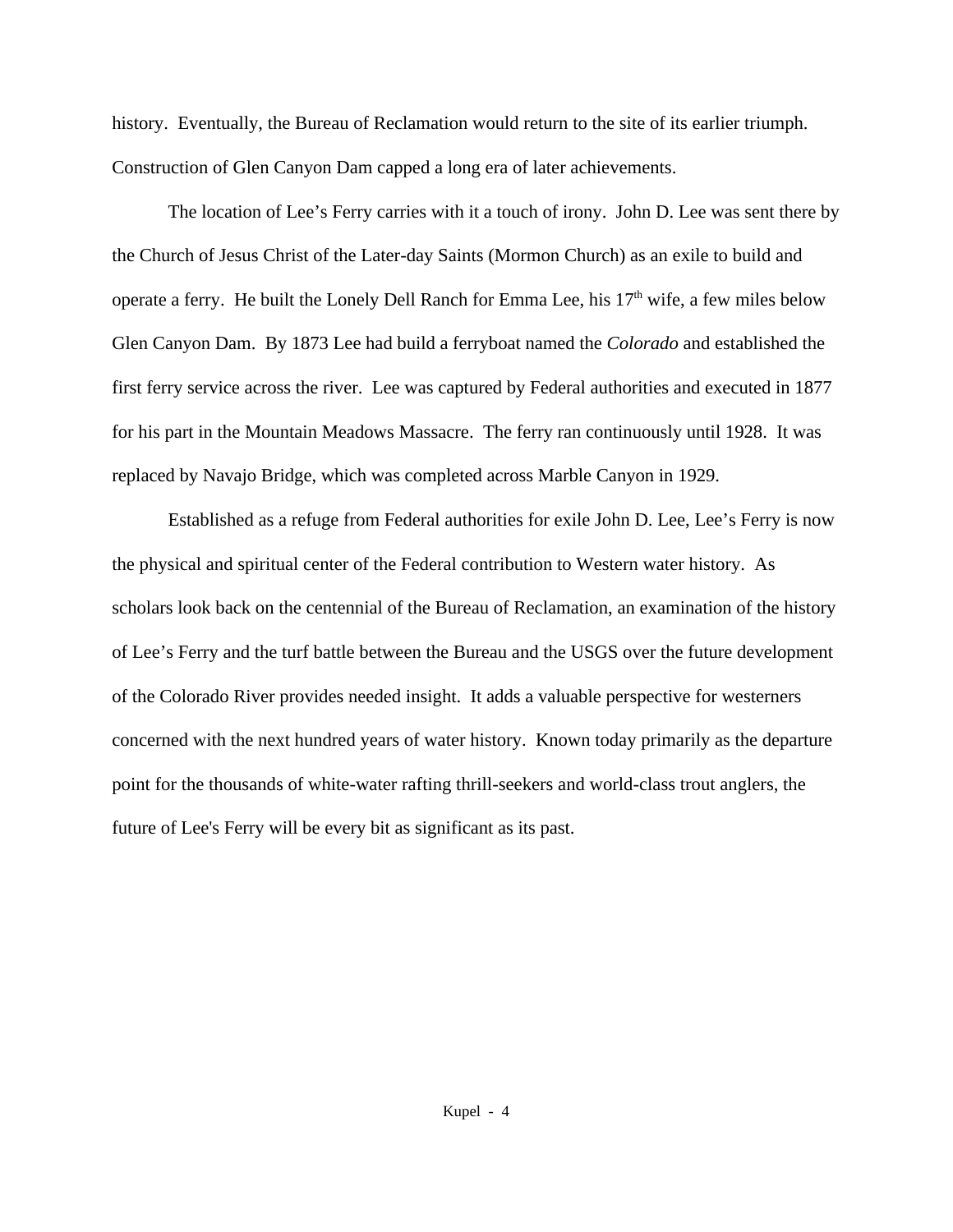history. Eventually, the Bureau of Reclamation would return to the site of its earlier triumph. Construction of Glen Canyon Dam capped a long era of later achievements.

The location of Lee's Ferry carries with it a touch of irony. John D. Lee was sent there by the Church of Jesus Christ of the Later-day Saints (Mormon Church) as an exile to build and operate a ferry. He built the Lonely Dell Ranch for Emma Lee, his 17th wife, a few miles below Glen Canyon Dam. By 1873 Lee had build a ferryboat named the *Colorado* and established the first ferry service across the river. Lee was captured by Federal authorities and executed in 1877 for his part in the Mountain Meadows Massacre. The ferry ran continuously until 1928. It was replaced by Navajo Bridge, which was completed across Marble Canyon in 1929.

Established as a refuge from Federal authorities for exile John D. Lee, Lee's Ferry is now the physical and spiritual center of the Federal contribution to Western water history. As scholars look back on the centennial of the Bureau of Reclamation, an examination of the history of Lee's Ferry and the turf battle between the Bureau and the USGS over the future development of the Colorado River provides needed insight. It adds a valuable perspective for westerners concerned with the next hundred years of water history. Known today primarily as the departure point for the thousands of white-water rafting thrill-seekers and world-class trout anglers, the future of Lee's Ferry will be every bit as significant as its past.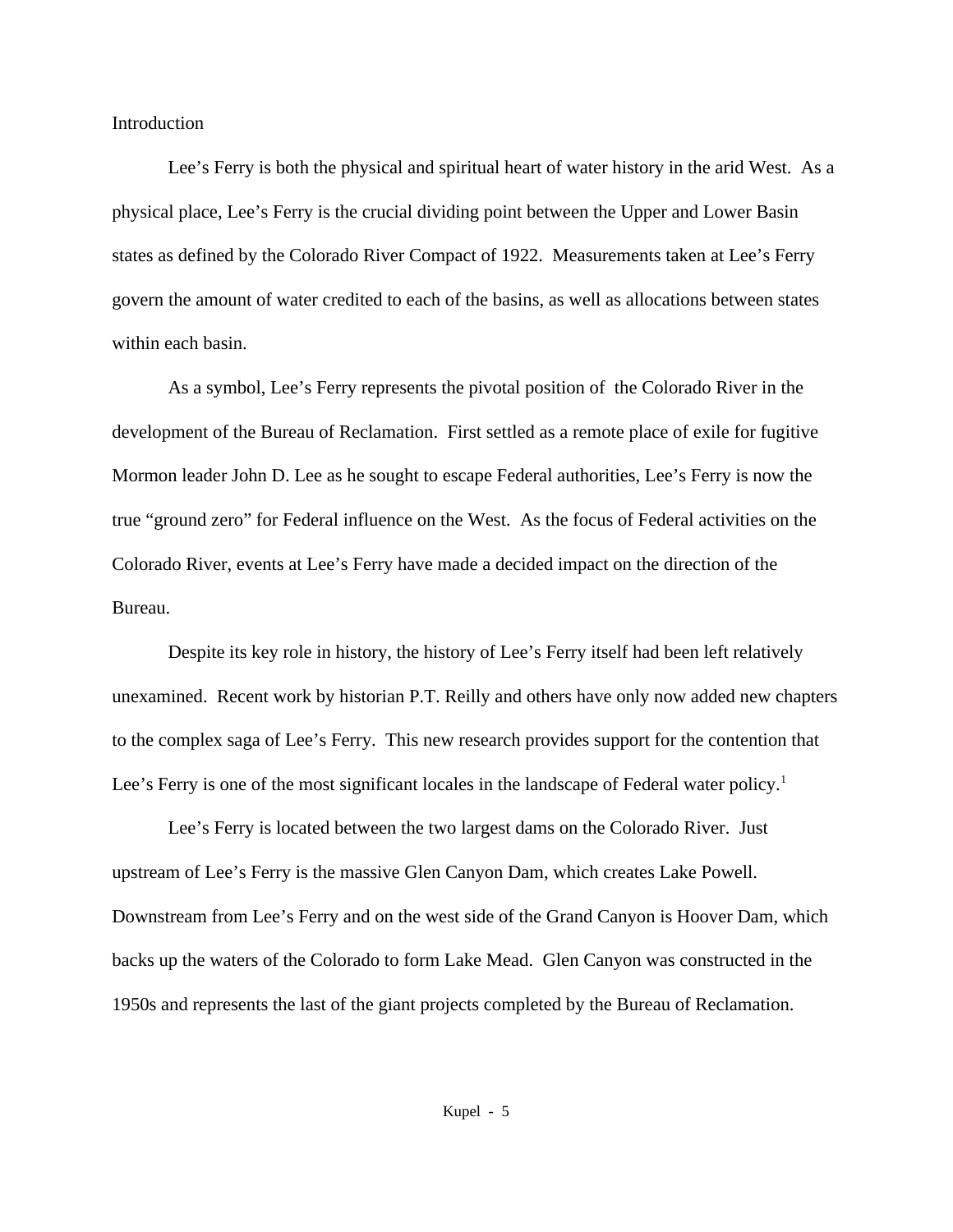# Introduction

Lee's Ferry is both the physical and spiritual heart of water history in the arid West. As a physical place, Lee's Ferry is the crucial dividing point between the Upper and Lower Basin states as defined by the Colorado River Compact of 1922. Measurements taken at Lee's Ferry govern the amount of water credited to each of the basins, as well as allocations between states within each basin.

As a symbol, Lee's Ferry represents the pivotal position of the Colorado River in the development of the Bureau of Reclamation. First settled as a remote place of exile for fugitive Mormon leader John D. Lee as he sought to escape Federal authorities, Lee's Ferry is now the true "ground zero" for Federal influence on the West. As the focus of Federal activities on the Colorado River, events at Lee's Ferry have made a decided impact on the direction of the Bureau.

Despite its key role in history, the history of Lee's Ferry itself had been left relatively unexamined. Recent work by historian P.T. Reilly and others have only now added new chapters to the complex saga of Lee's Ferry. This new research provides support for the contention that Lee's Ferry is one of the most significant locales in the landscape of Federal water policy.[1]

Lee's Ferry is located between the two largest dams on the Colorado River. Just upstream of Lee's Ferry is the massive Glen Canyon Dam, which creates Lake Powell. Downstream from Lee's Ferry and on the west side of the Grand Canyon is Hoover Dam, which backs up the waters of the Colorado to form Lake Mead. Glen Canyon was constructed in the 1950s and represents the last of the giant projects completed by the Bureau of Reclamation.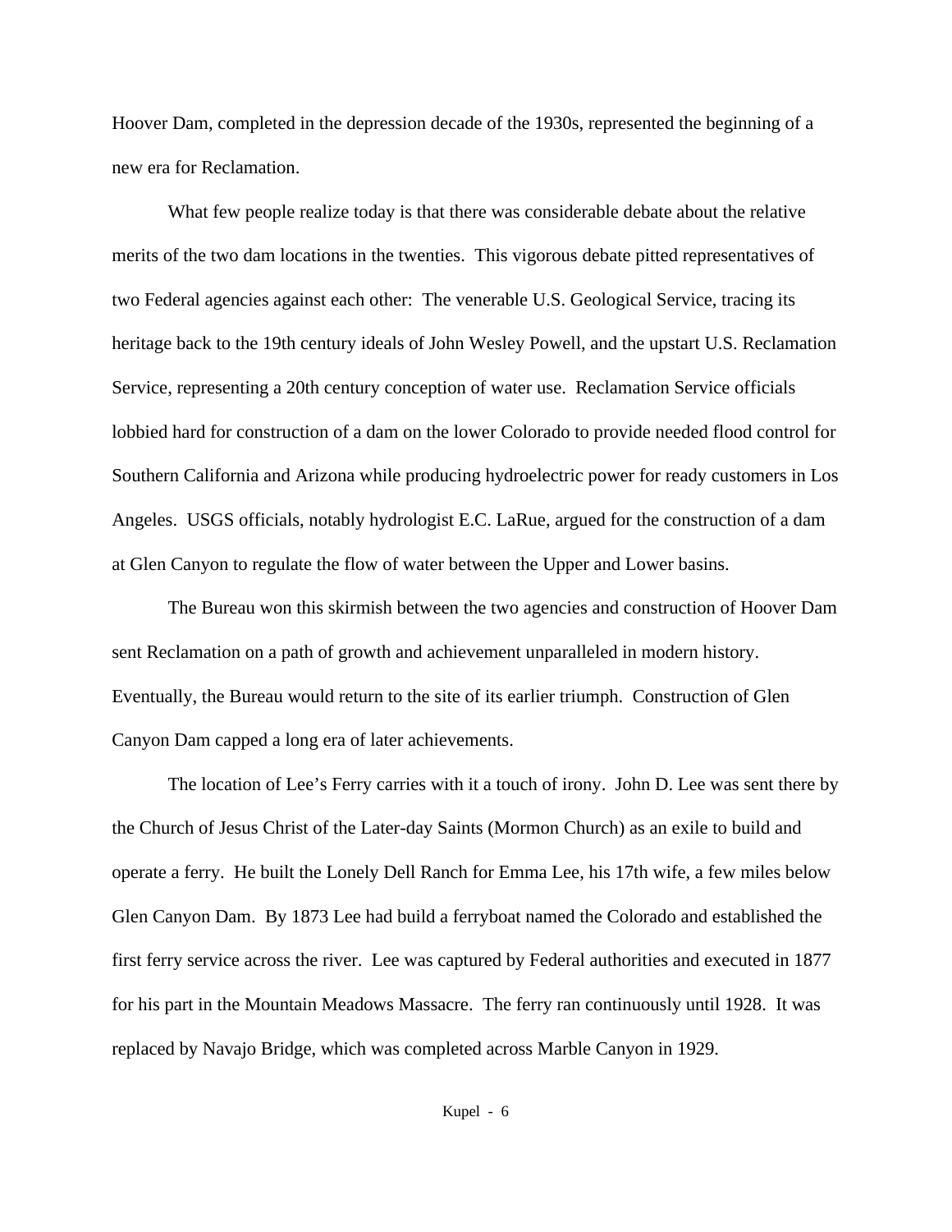Hoover Dam, completed in the depression decade of the 1930s, represented the beginning of a new era for Reclamation.

What few people realize today is that there was considerable debate about the relative merits of the two dam locations in the twenties. This vigorous debate pitted representatives of two Federal agencies against each other: The venerable U.S. Geological Service, tracing its heritage back to the 19th century ideals of John Wesley Powell, and the upstart U.S. Reclamation Service, representing a 20th century conception of water use. Reclamation Service officials lobbied hard for construction of a dam on the lower Colorado to provide needed flood control for Southern California and Arizona while producing hydroelectric power for ready customers in Los Angeles. USGS officials, notably hydrologist E.C. LaRue, argued for the construction of a dam at Glen Canyon to regulate the flow of water between the Upper and Lower basins.

The Bureau won this skirmish between the two agencies and construction of Hoover Dam sent Reclamation on a path of growth and achievement unparalleled in modern history. Eventually, the Bureau would return to the site of its earlier triumph. Construction of Glen Canyon Dam capped a long era of later achievements.

The location of Lee's Ferry carries with it a touch of irony. John D. Lee was sent there by the Church of Jesus Christ of the Later-day Saints (Mormon Church) as an exile to build and operate a ferry. He built the Lonely Dell Ranch for Emma Lee, his 17th wife, a few miles below Glen Canyon Dam. By 1873 Lee had build a ferryboat named the Colorado and established the first ferry service across the river. Lee was captured by Federal authorities and executed in 1877 for his part in the Mountain Meadows Massacre. The ferry ran continuously until 1928. It was replaced by Navajo Bridge, which was completed across Marble Canyon in 1929.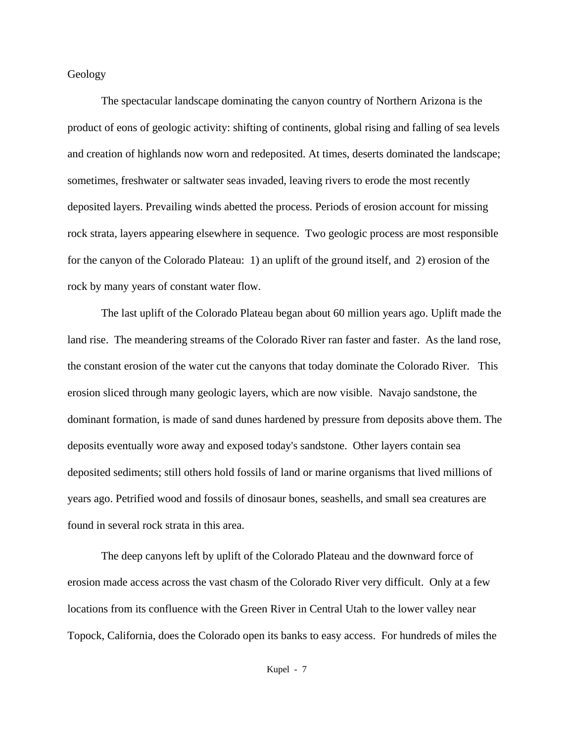## Geology

The spectacular landscape dominating the canyon country of Northern Arizona is the product of eons of geologic activity: shifting of continents, global rising and falling of sea levels and creation of highlands now worn and redeposited. At times, deserts dominated the landscape; sometimes, freshwater or saltwater seas invaded, leaving rivers to erode the most recently deposited layers. Prevailing winds abetted the process. Periods of erosion account for missing rock strata, layers appearing elsewhere in sequence. Two geologic process are most responsible for the canyon of the Colorado Plateau: 1) an uplift of the ground itself, and 2) erosion of the rock by many years of constant water flow.

The last uplift of the Colorado Plateau began about 60 million years ago. Uplift made the land rise. The meandering streams of the Colorado River ran faster and faster. As the land rose, the constant erosion of the water cut the canyons that today dominate the Colorado River. This erosion sliced through many geologic layers, which are now visible. Navajo sandstone, the dominant formation, is made of sand dunes hardened by pressure from deposits above them. The deposits eventually wore away and exposed today's sandstone. Other layers contain sea deposited sediments; still others hold fossils of land or marine organisms that lived millions of years ago. Petrified wood and fossils of dinosaur bones, seashells, and small sea creatures are found in several rock strata in this area.

The deep canyons left by uplift of the Colorado Plateau and the downward force of erosion made access across the vast chasm of the Colorado River very difficult. Only at a few locations from its confluence with the Green River in Central Utah to the lower valley near Topock, California, does the Colorado open its banks to easy access. For hundreds of miles the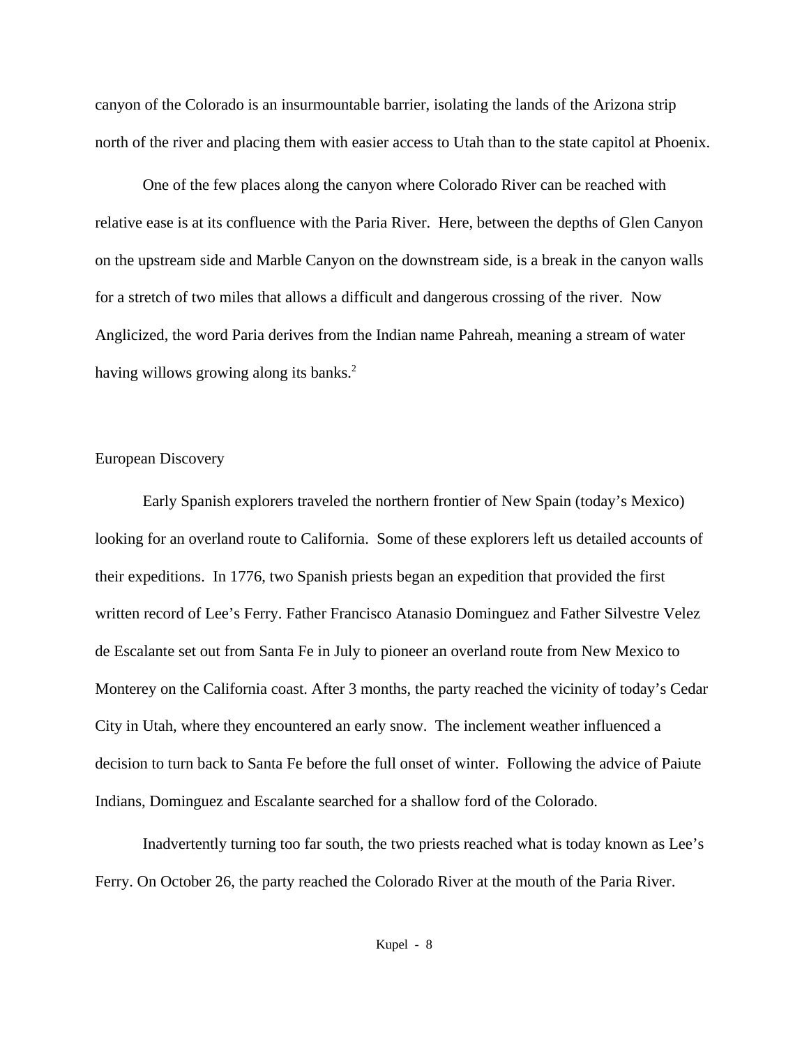canyon of the Colorado is an insurmountable barrier, isolating the lands of the Arizona strip north of the river and placing them with easier access to Utah than to the state capitol at Phoenix.

One of the few places along the canyon where Colorado River can be reached with relative ease is at its confluence with the Paria River. Here, between the depths of Glen Canyon on the upstream side and Marble Canyon on the downstream side, is a break in the canyon walls for a stretch of two miles that allows a difficult and dangerous crossing of the river. Now Anglicized, the word Paria derives from the Indian name Pahreah, meaning a stream of water having willows growing along its banks.[2]

## European Discovery

Early Spanish explorers traveled the northern frontier of New Spain (today's Mexico) looking for an overland route to California. Some of these explorers left us detailed accounts of their expeditions. In 1776, two Spanish priests began an expedition that provided the first written record of Lee's Ferry. Father Francisco Atanasio Dominguez and Father Silvestre Velez de Escalante set out from Santa Fe in July to pioneer an overland route from New Mexico to Monterey on the California coast. After 3 months, the party reached the vicinity of today's Cedar City in Utah, where they encountered an early snow. The inclement weather influenced a decision to turn back to Santa Fe before the full onset of winter. Following the advice of Paiute Indians, Dominguez and Escalante searched for a shallow ford of the Colorado.

Inadvertently turning too far south, the two priests reached what is today known as Lee's Ferry. On October 26, the party reached the Colorado River at the mouth of the Paria River.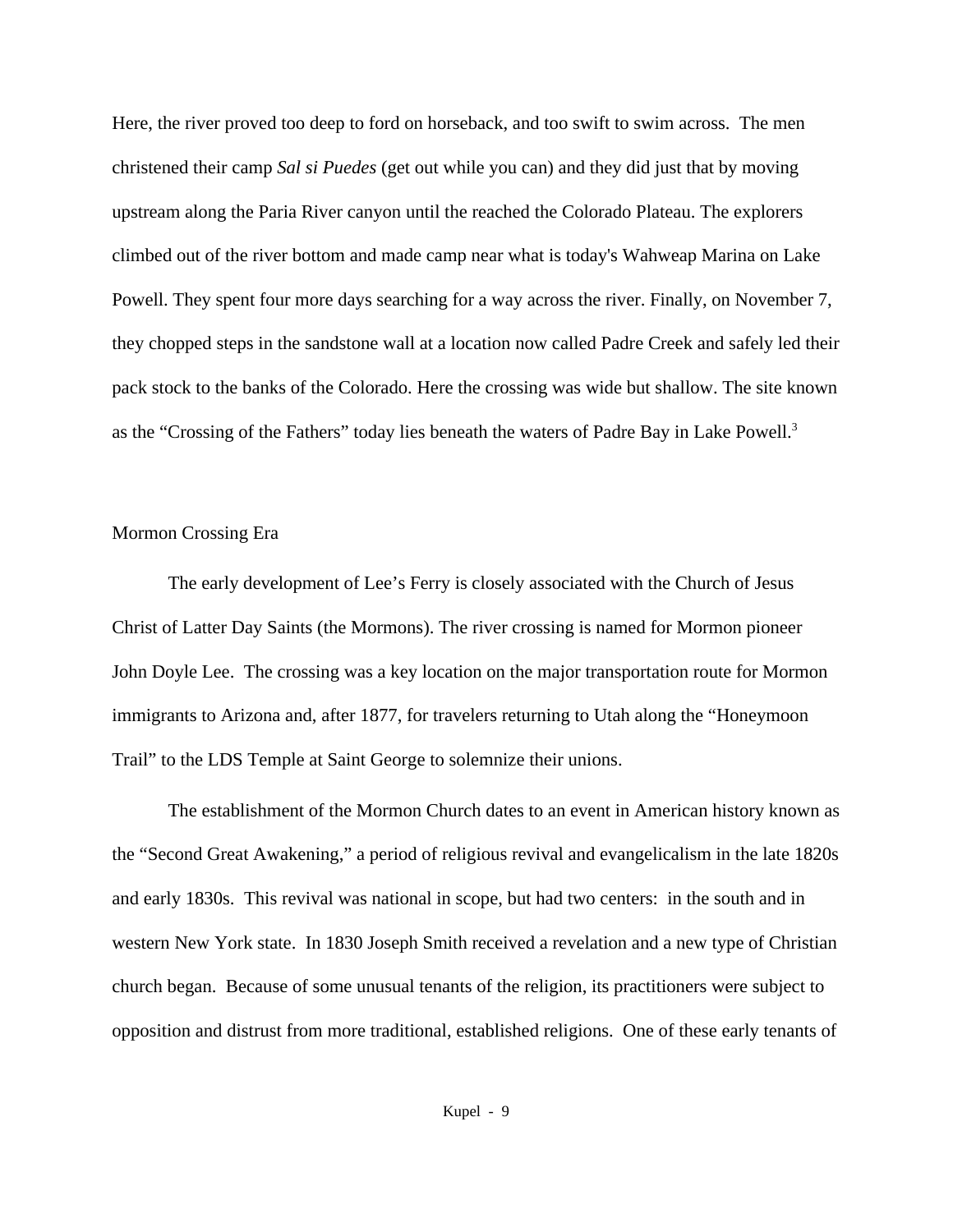Here, the river proved too deep to ford on horseback, and too swift to swim across. The men christened their camp *Sal si Puedes* (get out while you can) and they did just that by moving upstream along the Paria River canyon until the reached the Colorado Plateau. The explorers climbed out of the river bottom and made camp near what is today's Wahweap Marina on Lake Powell. They spent four more days searching for a way across the river. Finally, on November 7, they chopped steps in the sandstone wall at a location now called Padre Creek and safely led their pack stock to the banks of the Colorado. Here the crossing was wide but shallow. The site known as the "Crossing of the Fathers" today lies beneath the waters of Padre Bay in Lake Powell.[3]

## Mormon Crossing Era

The early development of Lee's Ferry is closely associated with the Church of Jesus Christ of Latter Day Saints (the Mormons). The river crossing is named for Mormon pioneer John Doyle Lee. The crossing was a key location on the major transportation route for Mormon immigrants to Arizona and, after 1877, for travelers returning to Utah along the "Honeymoon Trail" to the LDS Temple at Saint George to solemnize their unions.

The establishment of the Mormon Church dates to an event in American history known as the "Second Great Awakening," a period of religious revival and evangelicalism in the late 1820s and early 1830s. This revival was national in scope, but had two centers: in the south and in western New York state. In 1830 Joseph Smith received a revelation and a new type of Christian church began. Because of some unusual tenants of the religion, its practitioners were subject to opposition and distrust from more traditional, established religions. One of these early tenants of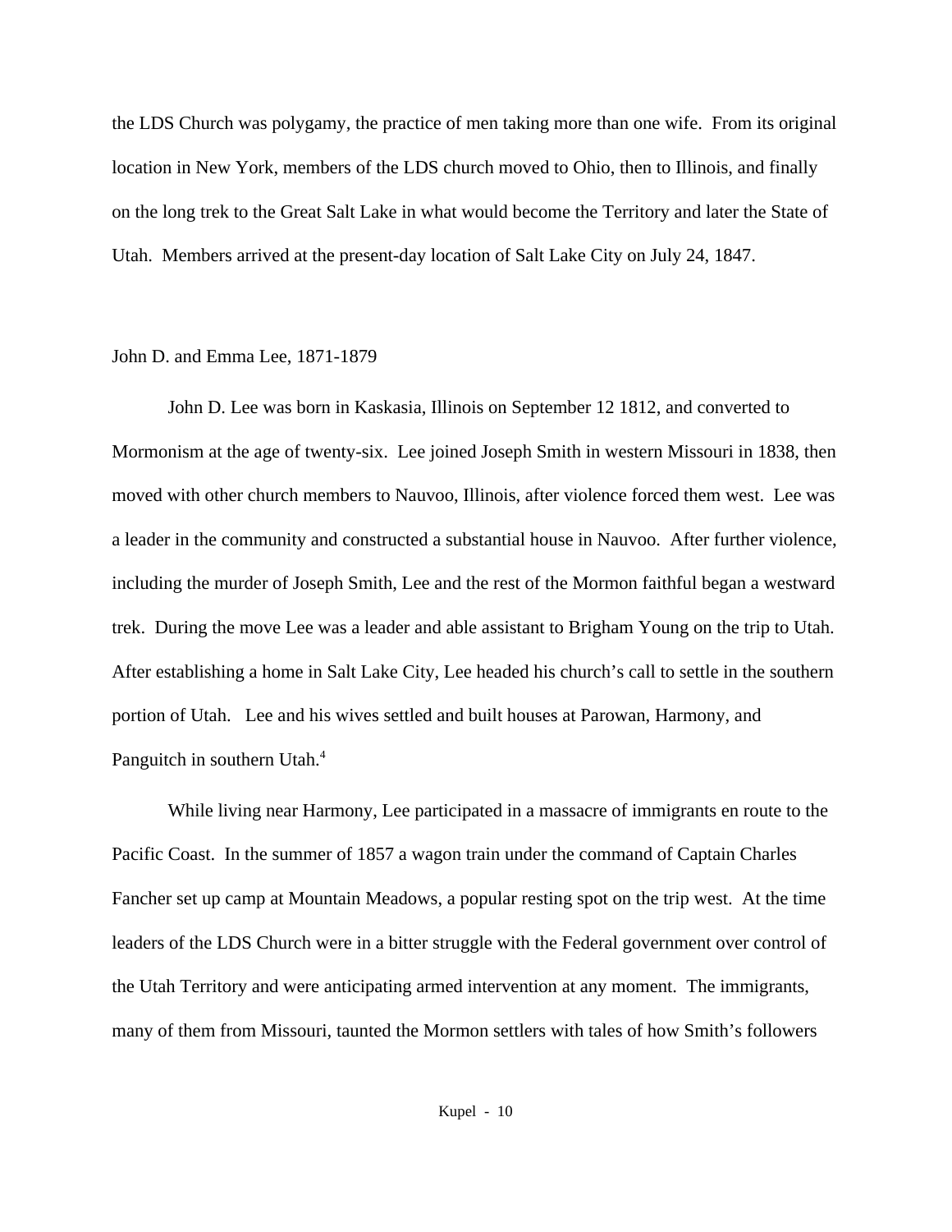the LDS Church was polygamy, the practice of men taking more than one wife. From its original location in New York, members of the LDS church moved to Ohio, then to Illinois, and finally on the long trek to the Great Salt Lake in what would become the Territory and later the State of Utah. Members arrived at the present-day location of Salt Lake City on July 24, 1847.

## John D. and Emma Lee, 1871-1879

John D. Lee was born in Kaskasia, Illinois on September 12 1812, and converted to Mormonism at the age of twenty-six. Lee joined Joseph Smith in western Missouri in 1838, then moved with other church members to Nauvoo, Illinois, after violence forced them west. Lee was a leader in the community and constructed a substantial house in Nauvoo. After further violence, including the murder of Joseph Smith, Lee and the rest of the Mormon faithful began a westward trek. During the move Lee was a leader and able assistant to Brigham Young on the trip to Utah. After establishing a home in Salt Lake City, Lee headed his church's call to settle in the southern portion of Utah. Lee and his wives settled and built houses at Parowan, Harmony, and Panguitch in southern Utah.[4]

While living near Harmony, Lee participated in a massacre of immigrants en route to the Pacific Coast. In the summer of 1857 a wagon train under the command of Captain Charles Fancher set up camp at Mountain Meadows, a popular resting spot on the trip west. At the time leaders of the LDS Church were in a bitter struggle with the Federal government over control of the Utah Territory and were anticipating armed intervention at any moment. The immigrants, many of them from Missouri, taunted the Mormon settlers with tales of how Smith's followers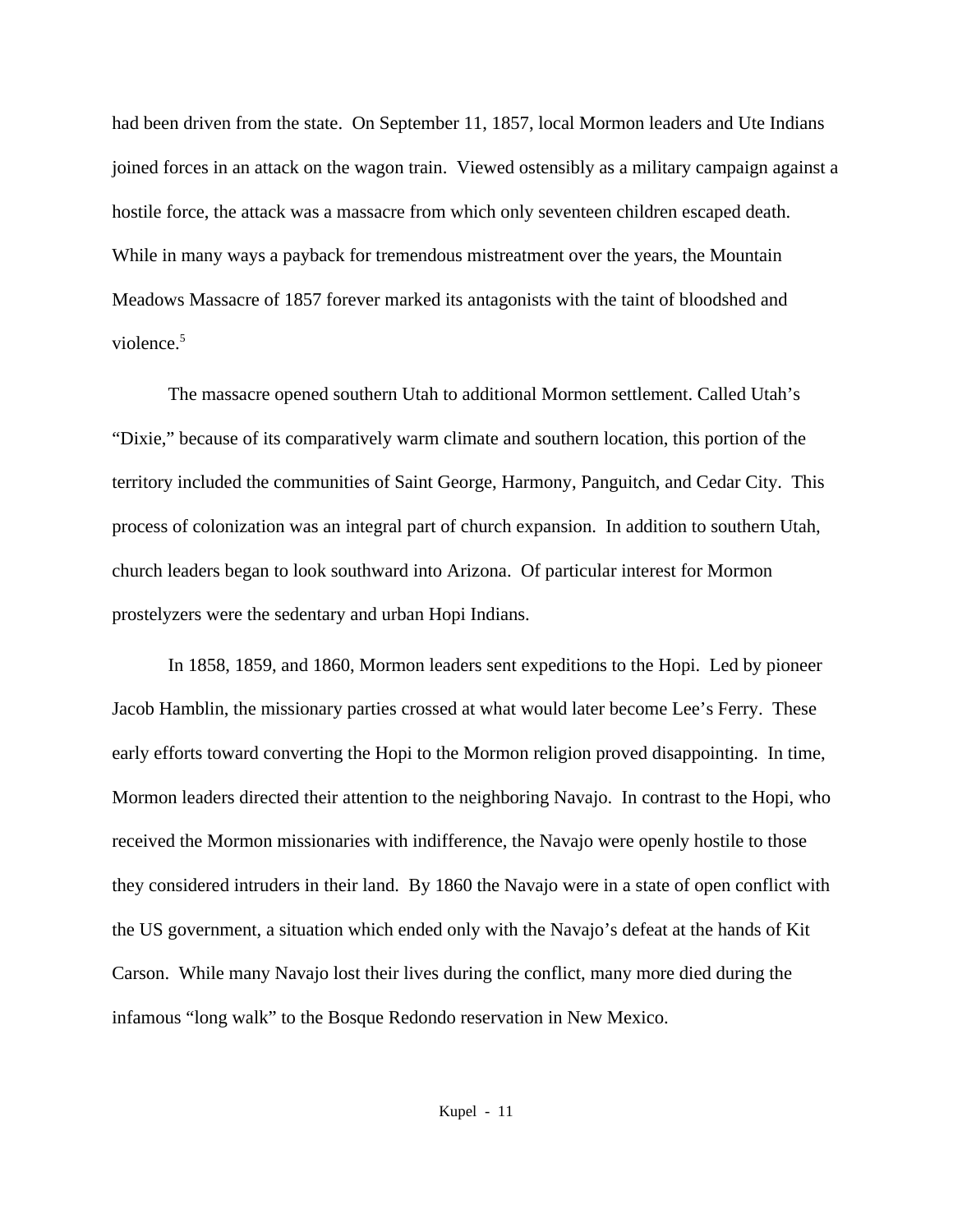had been driven from the state.  On September 11, 1857, local Mormon leaders and Ute Indians joined forces in an attack on the wagon train.  Viewed ostensibly as a military campaign against a hostile force, the attack was a massacre from which only seventeen children escaped death. While in many ways a payback for tremendous mistreatment over the years, the Mountain Meadows Massacre of 1857 forever marked its antagonists with the taint of bloodshed and violence.[5]

The massacre opened southern Utah to additional Mormon settlement. Called Utah's "Dixie," because of its comparatively warm climate and southern location, this portion of the territory included the communities of Saint George, Harmony, Panguitch, and Cedar City.  This process of colonization was an integral part of church expansion.  In addition to southern Utah, church leaders began to look southward into Arizona.  Of particular interest for Mormon prostelyzers were the sedentary and urban Hopi Indians.

In 1858, 1859, and 1860, Mormon leaders sent expeditions to the Hopi.  Led by pioneer Jacob Hamblin, the missionary parties crossed at what would later become Lee's Ferry.  These early efforts toward converting the Hopi to the Mormon religion proved disappointing.  In time, Mormon leaders directed their attention to the neighboring Navajo.  In contrast to the Hopi, who received the Mormon missionaries with indifference, the Navajo were openly hostile to those they considered intruders in their land.  By 1860 the Navajo were in a state of open conflict with the US government, a situation which ended only with the Navajo's defeat at the hands of Kit Carson.  While many Navajo lost their lives during the conflict, many more died during the infamous "long walk" to the Bosque Redondo reservation in New Mexico.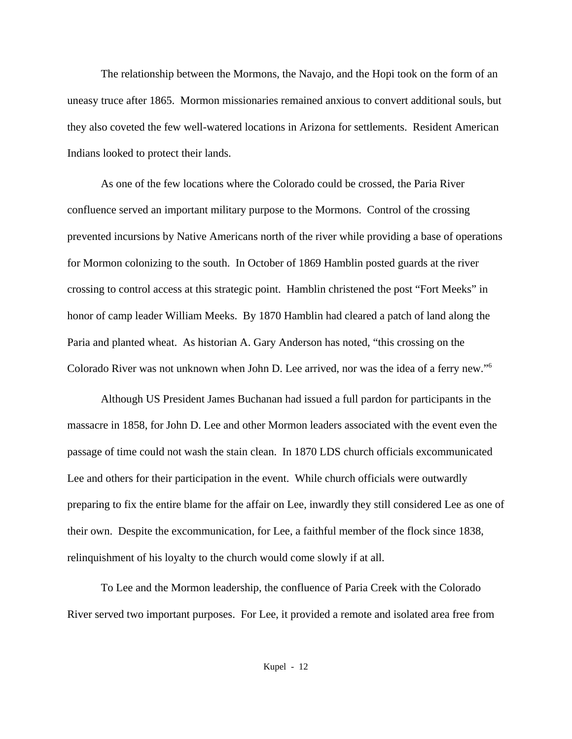The relationship between the Mormons, the Navajo, and the Hopi took on the form of an uneasy truce after 1865. Mormon missionaries remained anxious to convert additional souls, but they also coveted the few well-watered locations in Arizona for settlements. Resident American Indians looked to protect their lands.

As one of the few locations where the Colorado could be crossed, the Paria River confluence served an important military purpose to the Mormons. Control of the crossing prevented incursions by Native Americans north of the river while providing a base of operations for Mormon colonizing to the south. In October of 1869 Hamblin posted guards at the river crossing to control access at this strategic point. Hamblin christened the post "Fort Meeks" in honor of camp leader William Meeks. By 1870 Hamblin had cleared a patch of land along the Paria and planted wheat. As historian A. Gary Anderson has noted, "this crossing on the Colorado River was not unknown when John D. Lee arrived, nor was the idea of a ferry new."[6]

Although US President James Buchanan had issued a full pardon for participants in the massacre in 1858, for John D. Lee and other Mormon leaders associated with the event even the passage of time could not wash the stain clean. In 1870 LDS church officials excommunicated Lee and others for their participation in the event. While church officials were outwardly preparing to fix the entire blame for the affair on Lee, inwardly they still considered Lee as one of their own. Despite the excommunication, for Lee, a faithful member of the flock since 1838, relinquishment of his loyalty to the church would come slowly if at all.

To Lee and the Mormon leadership, the confluence of Paria Creek with the Colorado River served two important purposes. For Lee, it provided a remote and isolated area free from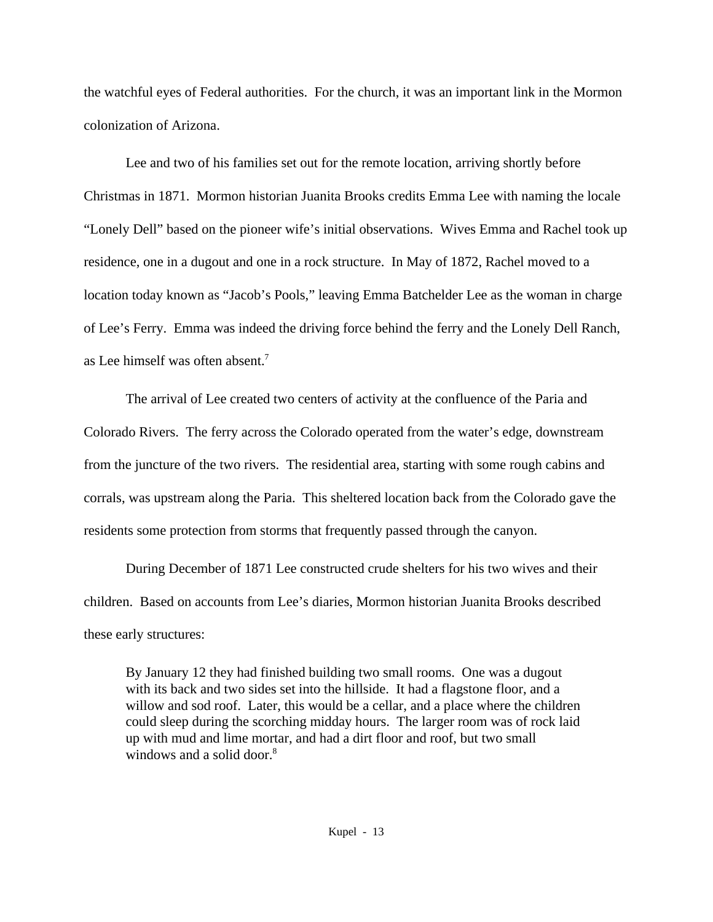the watchful eyes of Federal authorities. For the church, it was an important link in the Mormon colonization of Arizona.

Lee and two of his families set out for the remote location, arriving shortly before Christmas in 1871. Mormon historian Juanita Brooks credits Emma Lee with naming the locale "Lonely Dell" based on the pioneer wife's initial observations. Wives Emma and Rachel took up residence, one in a dugout and one in a rock structure. In May of 1872, Rachel moved to a location today known as "Jacob's Pools," leaving Emma Batchelder Lee as the woman in charge of Lee's Ferry. Emma was indeed the driving force behind the ferry and the Lonely Dell Ranch, as Lee himself was often absent.[7]

The arrival of Lee created two centers of activity at the confluence of the Paria and Colorado Rivers. The ferry across the Colorado operated from the water's edge, downstream from the juncture of the two rivers. The residential area, starting with some rough cabins and corrals, was upstream along the Paria. This sheltered location back from the Colorado gave the residents some protection from storms that frequently passed through the canyon.

During December of 1871 Lee constructed crude shelters for his two wives and their children. Based on accounts from Lee's diaries, Mormon historian Juanita Brooks described these early structures:

> By January 12 they had finished building two small rooms. One was a dugout with its back and two sides set into the hillside. It had a flagstone floor, and a willow and sod roof. Later, this would be a cellar, and a place where the children could sleep during the scorching midday hours. The larger room was of rock laid up with mud and lime mortar, and had a dirt floor and roof, but two small windows and a solid door.[8]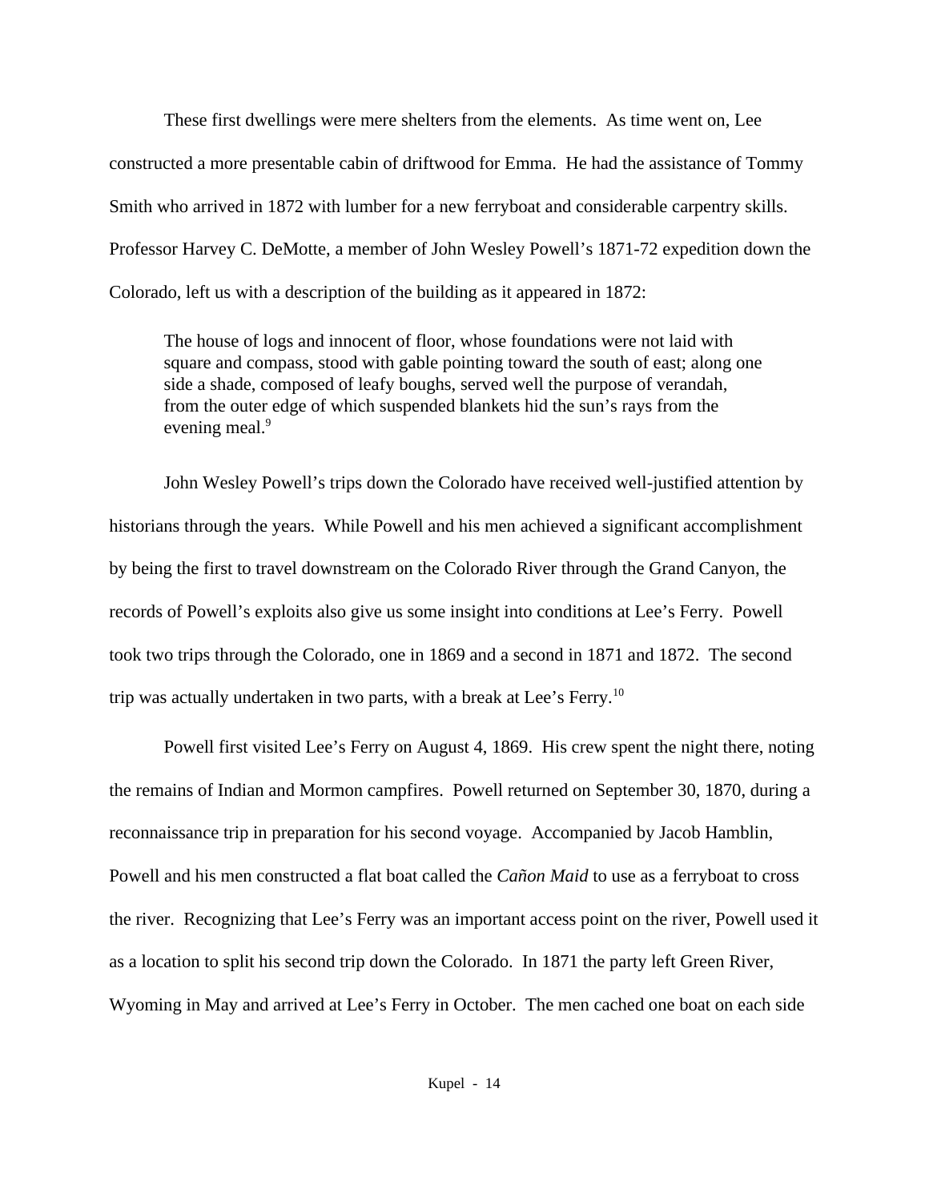These first dwellings were mere shelters from the elements. As time went on, Lee constructed a more presentable cabin of driftwood for Emma. He had the assistance of Tommy Smith who arrived in 1872 with lumber for a new ferryboat and considerable carpentry skills. Professor Harvey C. DeMotte, a member of John Wesley Powell's 1871-72 expedition down the Colorado, left us with a description of the building as it appeared in 1872:

> The house of logs and innocent of floor, whose foundations were not laid with square and compass, stood with gable pointing toward the south of east; along one side a shade, composed of leafy boughs, served well the purpose of verandah, from the outer edge of which suspended blankets hid the sun's rays from the evening meal.[9]

John Wesley Powell's trips down the Colorado have received well-justified attention by historians through the years. While Powell and his men achieved a significant accomplishment by being the first to travel downstream on the Colorado River through the Grand Canyon, the records of Powell's exploits also give us some insight into conditions at Lee's Ferry. Powell took two trips through the Colorado, one in 1869 and a second in 1871 and 1872. The second trip was actually undertaken in two parts, with a break at Lee's Ferry.[10]

Powell first visited Lee's Ferry on August 4, 1869. His crew spent the night there, noting the remains of Indian and Mormon campfires. Powell returned on September 30, 1870, during a reconnaissance trip in preparation for his second voyage. Accompanied by Jacob Hamblin, Powell and his men constructed a flat boat called the *Cañon Maid* to use as a ferryboat to cross the river. Recognizing that Lee's Ferry was an important access point on the river, Powell used it as a location to split his second trip down the Colorado. In 1871 the party left Green River, Wyoming in May and arrived at Lee's Ferry in October. The men cached one boat on each side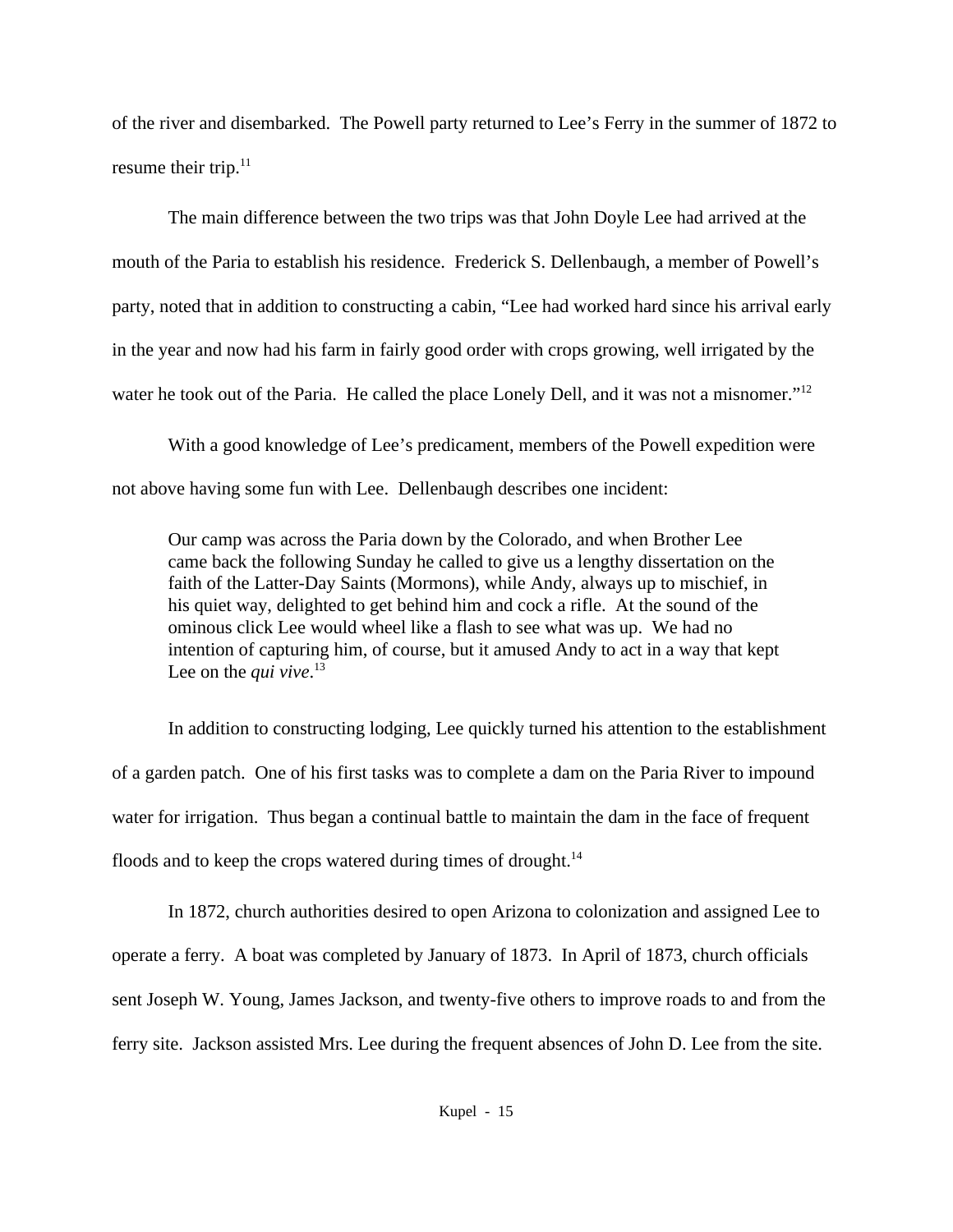of the river and disembarked. The Powell party returned to Lee's Ferry in the summer of 1872 to resume their trip.[11]

The main difference between the two trips was that John Doyle Lee had arrived at the mouth of the Paria to establish his residence. Frederick S. Dellenbaugh, a member of Powell's party, noted that in addition to constructing a cabin, "Lee had worked hard since his arrival early in the year and now had his farm in fairly good order with crops growing, well irrigated by the water he took out of the Paria. He called the place Lonely Dell, and it was not a misnomer."[12]

With a good knowledge of Lee's predicament, members of the Powell expedition were not above having some fun with Lee. Dellenbaugh describes one incident:

> Our camp was across the Paria down by the Colorado, and when Brother Lee came back the following Sunday he called to give us a lengthy dissertation on the faith of the Latter-Day Saints (Mormons), while Andy, always up to mischief, in his quiet way, delighted to get behind him and cock a rifle. At the sound of the ominous click Lee would wheel like a flash to see what was up. We had no intention of capturing him, of course, but it amused Andy to act in a way that kept Lee on the *qui vive*.[13]

In addition to constructing lodging, Lee quickly turned his attention to the establishment of a garden patch. One of his first tasks was to complete a dam on the Paria River to impound water for irrigation. Thus began a continual battle to maintain the dam in the face of frequent floods and to keep the crops watered during times of drought.[14]

In 1872, church authorities desired to open Arizona to colonization and assigned Lee to operate a ferry. A boat was completed by January of 1873. In April of 1873, church officials sent Joseph W. Young, James Jackson, and twenty-five others to improve roads to and from the ferry site. Jackson assisted Mrs. Lee during the frequent absences of John D. Lee from the site.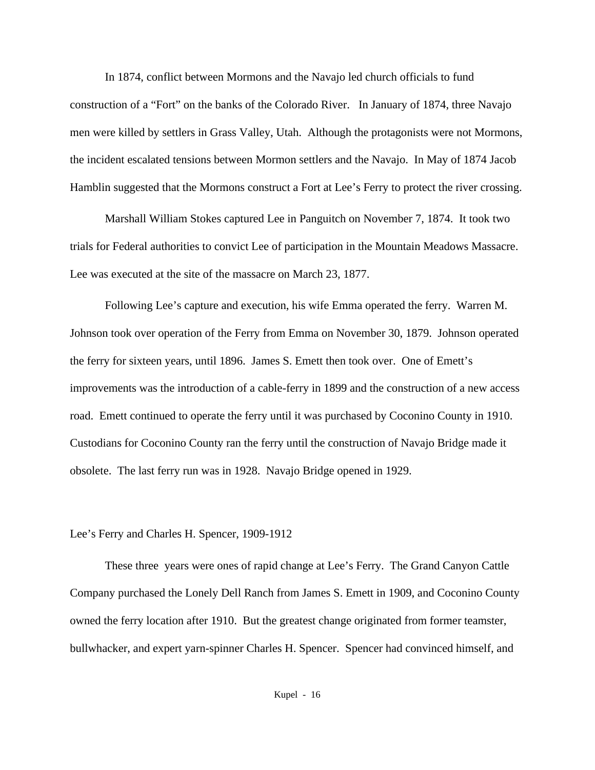In 1874, conflict between Mormons and the Navajo led church officials to fund construction of a "Fort" on the banks of the Colorado River.  In January of 1874, three Navajo men were killed by settlers in Grass Valley, Utah. Although the protagonists were not Mormons, the incident escalated tensions between Mormon settlers and the Navajo. In May of 1874 Jacob Hamblin suggested that the Mormons construct a Fort at Lee's Ferry to protect the river crossing.

Marshall William Stokes captured Lee in Panguitch on November 7, 1874. It took two trials for Federal authorities to convict Lee of participation in the Mountain Meadows Massacre. Lee was executed at the site of the massacre on March 23, 1877.

Following Lee's capture and execution, his wife Emma operated the ferry. Warren M. Johnson took over operation of the Ferry from Emma on November 30, 1879. Johnson operated the ferry for sixteen years, until 1896. James S. Emett then took over. One of Emett's improvements was the introduction of a cable-ferry in 1899 and the construction of a new access road. Emett continued to operate the ferry until it was purchased by Coconino County in 1910. Custodians for Coconino County ran the ferry until the construction of Navajo Bridge made it obsolete. The last ferry run was in 1928. Navajo Bridge opened in 1929.

## Lee's Ferry and Charles H. Spencer, 1909-1912

These three years were ones of rapid change at Lee's Ferry. The Grand Canyon Cattle Company purchased the Lonely Dell Ranch from James S. Emett in 1909, and Coconino County owned the ferry location after 1910. But the greatest change originated from former teamster, bullwhacker, and expert yarn-spinner Charles H. Spencer. Spencer had convinced himself, and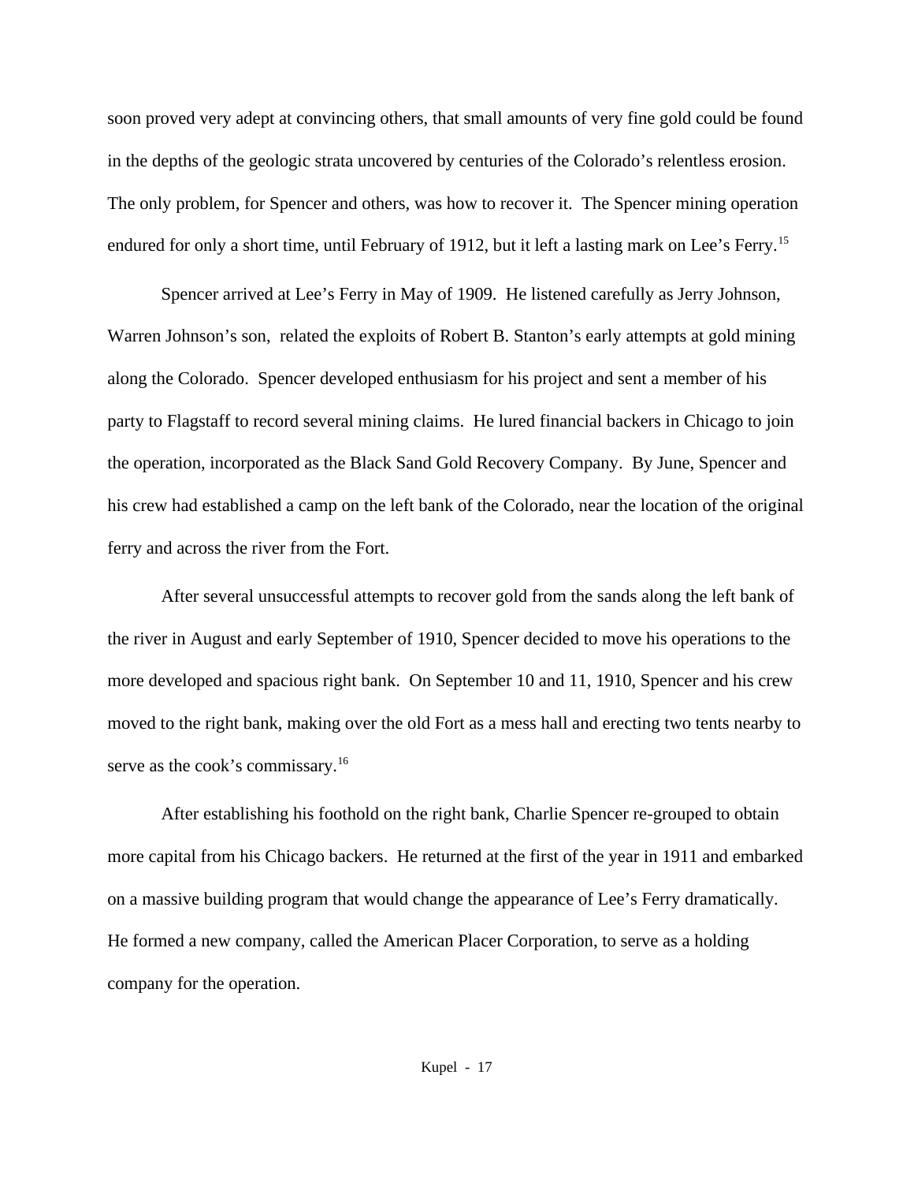soon proved very adept at convincing others, that small amounts of very fine gold could be found in the depths of the geologic strata uncovered by centuries of the Colorado's relentless erosion. The only problem, for Spencer and others, was how to recover it. The Spencer mining operation endured for only a short time, until February of 1912, but it left a lasting mark on Lee's Ferry.[15]

Spencer arrived at Lee's Ferry in May of 1909. He listened carefully as Jerry Johnson, Warren Johnson's son, related the exploits of Robert B. Stanton's early attempts at gold mining along the Colorado. Spencer developed enthusiasm for his project and sent a member of his party to Flagstaff to record several mining claims. He lured financial backers in Chicago to join the operation, incorporated as the Black Sand Gold Recovery Company. By June, Spencer and his crew had established a camp on the left bank of the Colorado, near the location of the original ferry and across the river from the Fort.

After several unsuccessful attempts to recover gold from the sands along the left bank of the river in August and early September of 1910, Spencer decided to move his operations to the more developed and spacious right bank. On September 10 and 11, 1910, Spencer and his crew moved to the right bank, making over the old Fort as a mess hall and erecting two tents nearby to serve as the cook's commissary.[16]

After establishing his foothold on the right bank, Charlie Spencer re-grouped to obtain more capital from his Chicago backers. He returned at the first of the year in 1911 and embarked on a massive building program that would change the appearance of Lee's Ferry dramatically. He formed a new company, called the American Placer Corporation, to serve as a holding company for the operation.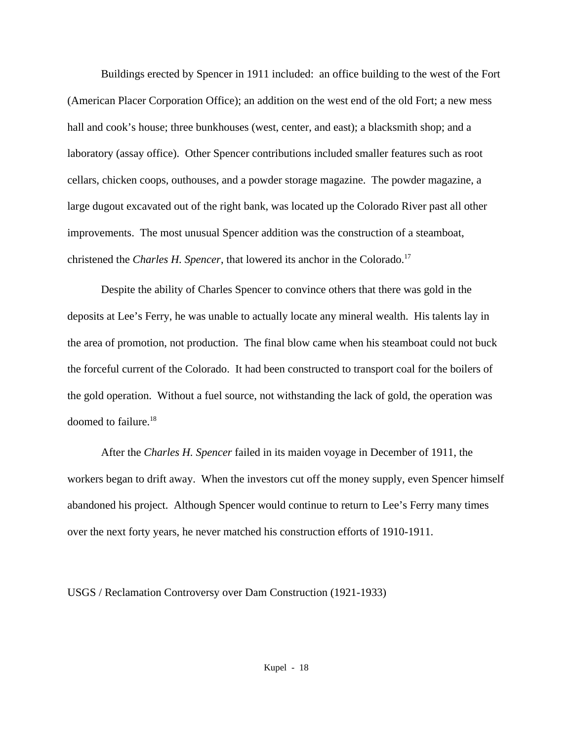Buildings erected by Spencer in 1911 included: an office building to the west of the Fort (American Placer Corporation Office); an addition on the west end of the old Fort; a new mess hall and cook's house; three bunkhouses (west, center, and east); a blacksmith shop; and a laboratory (assay office). Other Spencer contributions included smaller features such as root cellars, chicken coops, outhouses, and a powder storage magazine. The powder magazine, a large dugout excavated out of the right bank, was located up the Colorado River past all other improvements. The most unusual Spencer addition was the construction of a steamboat, christened the *Charles H. Spencer*, that lowered its anchor in the Colorado.[17]

Despite the ability of Charles Spencer to convince others that there was gold in the deposits at Lee's Ferry, he was unable to actually locate any mineral wealth. His talents lay in the area of promotion, not production. The final blow came when his steamboat could not buck the forceful current of the Colorado. It had been constructed to transport coal for the boilers of the gold operation. Without a fuel source, not withstanding the lack of gold, the operation was doomed to failure.[18]

After the *Charles H. Spencer* failed in its maiden voyage in December of 1911, the workers began to drift away. When the investors cut off the money supply, even Spencer himself abandoned his project. Although Spencer would continue to return to Lee's Ferry many times over the next forty years, he never matched his construction efforts of 1910-1911.

## USGS / Reclamation Controversy over Dam Construction (1921-1933)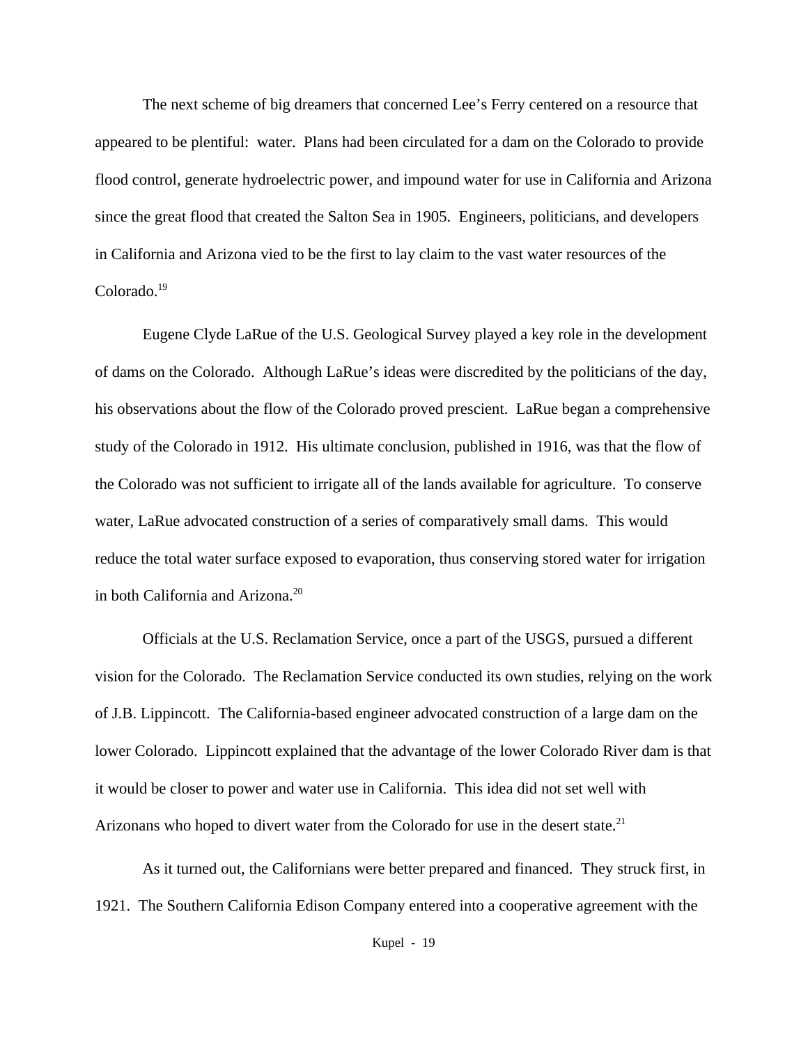The next scheme of big dreamers that concerned Lee's Ferry centered on a resource that appeared to be plentiful:  water.  Plans had been circulated for a dam on the Colorado to provide flood control, generate hydroelectric power, and impound water for use in California and Arizona since the great flood that created the Salton Sea in 1905.  Engineers, politicians, and developers in California and Arizona vied to be the first to lay claim to the vast water resources of the Colorado.[19]

Eugene Clyde LaRue of the U.S. Geological Survey played a key role in the development of dams on the Colorado.  Although LaRue's ideas were discredited by the politicians of the day, his observations about the flow of the Colorado proved prescient.  LaRue began a comprehensive study of the Colorado in 1912.  His ultimate conclusion, published in 1916, was that the flow of the Colorado was not sufficient to irrigate all of the lands available for agriculture.  To conserve water, LaRue advocated construction of a series of comparatively small dams.  This would reduce the total water surface exposed to evaporation, thus conserving stored water for irrigation in both California and Arizona.[20]

Officials at the U.S. Reclamation Service, once a part of the USGS, pursued a different vision for the Colorado.  The Reclamation Service conducted its own studies, relying on the work of J.B. Lippincott.  The California-based engineer advocated construction of a large dam on the lower Colorado.  Lippincott explained that the advantage of the lower Colorado River dam is that it would be closer to power and water use in California.  This idea did not set well with Arizonans who hoped to divert water from the Colorado for use in the desert state.[21]

As it turned out, the Californians were better prepared and financed.  They struck first, in 1921.  The Southern California Edison Company entered into a cooperative agreement with the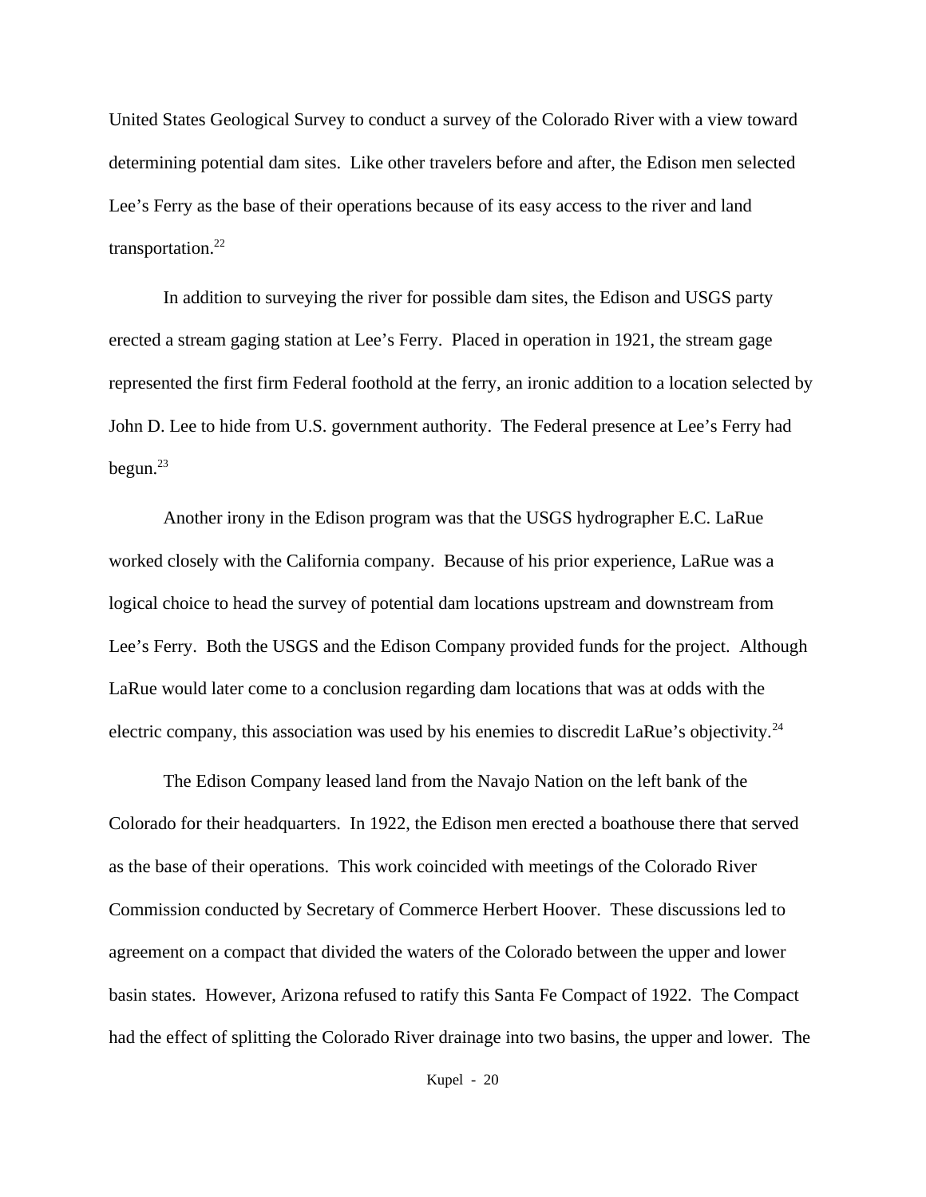United States Geological Survey to conduct a survey of the Colorado River with a view toward determining potential dam sites. Like other travelers before and after, the Edison men selected Lee's Ferry as the base of their operations because of its easy access to the river and land transportation.[22]

In addition to surveying the river for possible dam sites, the Edison and USGS party erected a stream gaging station at Lee's Ferry. Placed in operation in 1921, the stream gage represented the first firm Federal foothold at the ferry, an ironic addition to a location selected by John D. Lee to hide from U.S. government authority. The Federal presence at Lee's Ferry had begun.[23]

Another irony in the Edison program was that the USGS hydrographer E.C. LaRue worked closely with the California company. Because of his prior experience, LaRue was a logical choice to head the survey of potential dam locations upstream and downstream from Lee's Ferry. Both the USGS and the Edison Company provided funds for the project. Although LaRue would later come to a conclusion regarding dam locations that was at odds with the electric company, this association was used by his enemies to discredit LaRue's objectivity.[24]

The Edison Company leased land from the Navajo Nation on the left bank of the Colorado for their headquarters. In 1922, the Edison men erected a boathouse there that served as the base of their operations. This work coincided with meetings of the Colorado River Commission conducted by Secretary of Commerce Herbert Hoover. These discussions led to agreement on a compact that divided the waters of the Colorado between the upper and lower basin states. However, Arizona refused to ratify this Santa Fe Compact of 1922. The Compact had the effect of splitting the Colorado River drainage into two basins, the upper and lower. The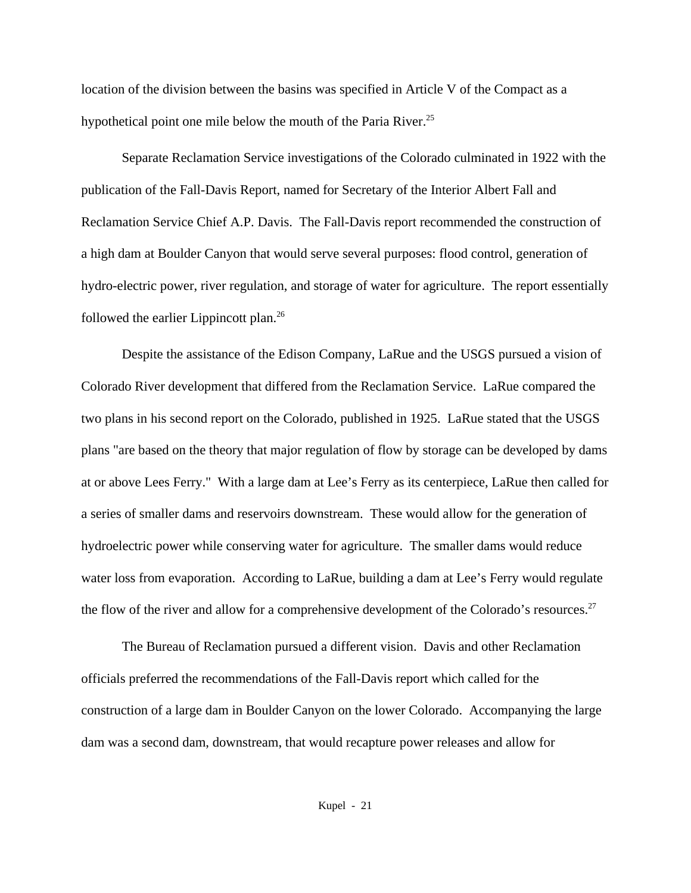location of the division between the basins was specified in Article V of the Compact as a hypothetical point one mile below the mouth of the Paria River.[25]

Separate Reclamation Service investigations of the Colorado culminated in 1922 with the publication of the Fall-Davis Report, named for Secretary of the Interior Albert Fall and Reclamation Service Chief A.P. Davis. The Fall-Davis report recommended the construction of a high dam at Boulder Canyon that would serve several purposes: flood control, generation of hydro-electric power, river regulation, and storage of water for agriculture. The report essentially followed the earlier Lippincott plan.[26]

Despite the assistance of the Edison Company, LaRue and the USGS pursued a vision of Colorado River development that differed from the Reclamation Service. LaRue compared the two plans in his second report on the Colorado, published in 1925. LaRue stated that the USGS plans "are based on the theory that major regulation of flow by storage can be developed by dams at or above Lees Ferry." With a large dam at Lee's Ferry as its centerpiece, LaRue then called for a series of smaller dams and reservoirs downstream. These would allow for the generation of hydroelectric power while conserving water for agriculture. The smaller dams would reduce water loss from evaporation. According to LaRue, building a dam at Lee's Ferry would regulate the flow of the river and allow for a comprehensive development of the Colorado's resources.[27]

The Bureau of Reclamation pursued a different vision. Davis and other Reclamation officials preferred the recommendations of the Fall-Davis report which called for the construction of a large dam in Boulder Canyon on the lower Colorado. Accompanying the large dam was a second dam, downstream, that would recapture power releases and allow for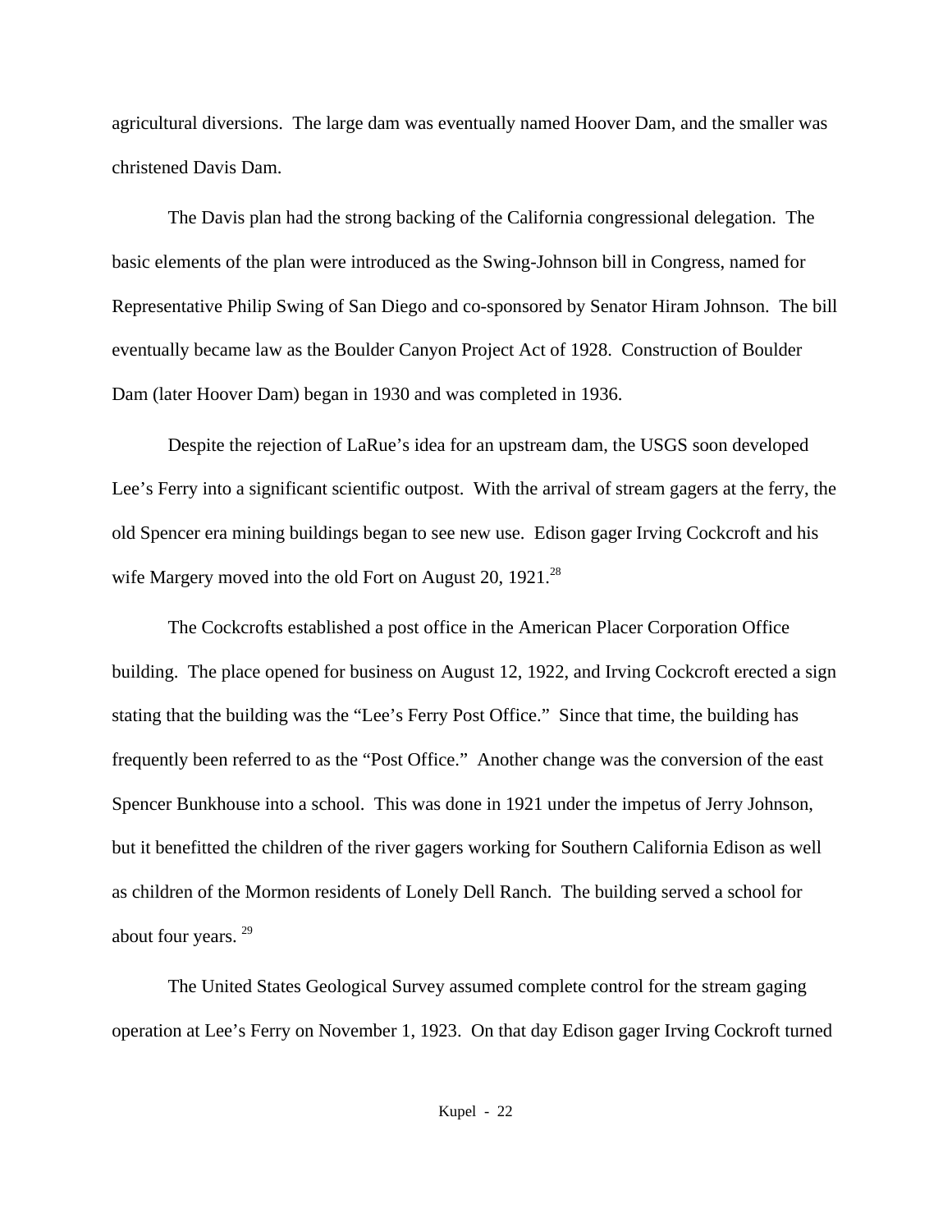agricultural diversions. The large dam was eventually named Hoover Dam, and the smaller was christened Davis Dam.

The Davis plan had the strong backing of the California congressional delegation. The basic elements of the plan were introduced as the Swing-Johnson bill in Congress, named for Representative Philip Swing of San Diego and co-sponsored by Senator Hiram Johnson. The bill eventually became law as the Boulder Canyon Project Act of 1928. Construction of Boulder Dam (later Hoover Dam) began in 1930 and was completed in 1936.

Despite the rejection of LaRue's idea for an upstream dam, the USGS soon developed Lee's Ferry into a significant scientific outpost. With the arrival of stream gagers at the ferry, the old Spencer era mining buildings began to see new use. Edison gager Irving Cockcroft and his wife Margery moved into the old Fort on August 20, 1921.[28]

The Cockcrofts established a post office in the American Placer Corporation Office building. The place opened for business on August 12, 1922, and Irving Cockcroft erected a sign stating that the building was the "Lee's Ferry Post Office." Since that time, the building has frequently been referred to as the "Post Office." Another change was the conversion of the east Spencer Bunkhouse into a school. This was done in 1921 under the impetus of Jerry Johnson, but it benefitted the children of the river gagers working for Southern California Edison as well as children of the Mormon residents of Lonely Dell Ranch. The building served a school for about four years. [29]

The United States Geological Survey assumed complete control for the stream gaging operation at Lee's Ferry on November 1, 1923. On that day Edison gager Irving Cockroft turned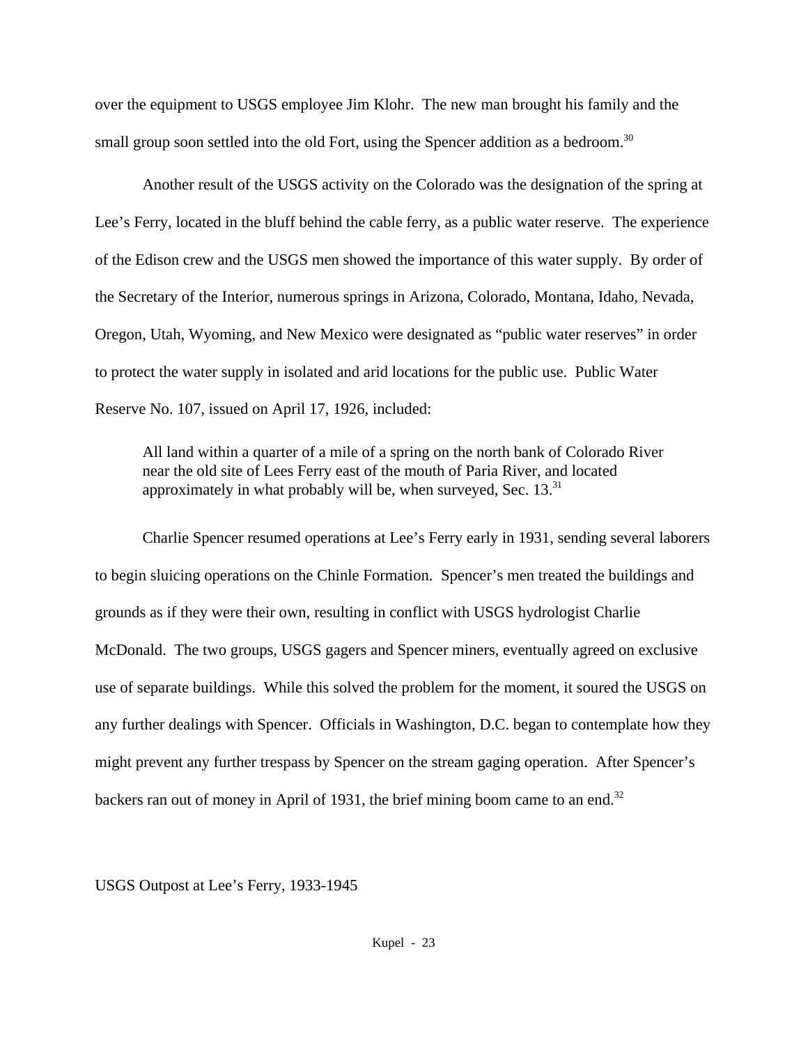over the equipment to USGS employee Jim Klohr. The new man brought his family and the small group soon settled into the old Fort, using the Spencer addition as a bedroom.[30]

Another result of the USGS activity on the Colorado was the designation of the spring at Lee's Ferry, located in the bluff behind the cable ferry, as a public water reserve. The experience of the Edison crew and the USGS men showed the importance of this water supply. By order of the Secretary of the Interior, numerous springs in Arizona, Colorado, Montana, Idaho, Nevada, Oregon, Utah, Wyoming, and New Mexico were designated as "public water reserves" in order to protect the water supply in isolated and arid locations for the public use. Public Water Reserve No. 107, issued on April 17, 1926, included:

> All land within a quarter of a mile of a spring on the north bank of Colorado River near the old site of Lees Ferry east of the mouth of Paria River, and located approximately in what probably will be, when surveyed, Sec. 13.[31]

Charlie Spencer resumed operations at Lee's Ferry early in 1931, sending several laborers to begin sluicing operations on the Chinle Formation. Spencer's men treated the buildings and grounds as if they were their own, resulting in conflict with USGS hydrologist Charlie McDonald. The two groups, USGS gagers and Spencer miners, eventually agreed on exclusive use of separate buildings. While this solved the problem for the moment, it soured the USGS on any further dealings with Spencer. Officials in Washington, D.C. began to contemplate how they might prevent any further trespass by Spencer on the stream gaging operation. After Spencer's backers ran out of money in April of 1931, the brief mining boom came to an end.[32]

## USGS Outpost at Lee's Ferry, 1933-1945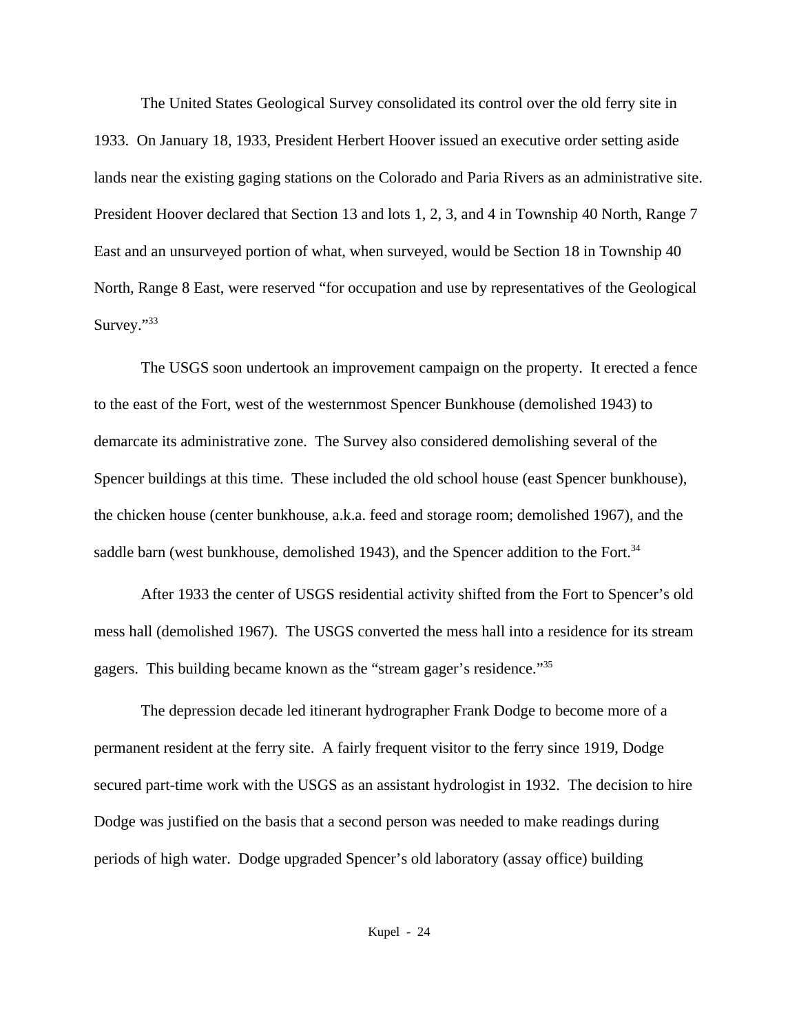The United States Geological Survey consolidated its control over the old ferry site in 1933. On January 18, 1933, President Herbert Hoover issued an executive order setting aside lands near the existing gaging stations on the Colorado and Paria Rivers as an administrative site. President Hoover declared that Section 13 and lots 1, 2, 3, and 4 in Township 40 North, Range 7 East and an unsurveyed portion of what, when surveyed, would be Section 18 in Township 40 North, Range 8 East, were reserved "for occupation and use by representatives of the Geological Survey."[33]

The USGS soon undertook an improvement campaign on the property. It erected a fence to the east of the Fort, west of the westernmost Spencer Bunkhouse (demolished 1943) to demarcate its administrative zone. The Survey also considered demolishing several of the Spencer buildings at this time. These included the old school house (east Spencer bunkhouse), the chicken house (center bunkhouse, a.k.a. feed and storage room; demolished 1967), and the saddle barn (west bunkhouse, demolished 1943), and the Spencer addition to the Fort.[34]

After 1933 the center of USGS residential activity shifted from the Fort to Spencer's old mess hall (demolished 1967). The USGS converted the mess hall into a residence for its stream gagers. This building became known as the "stream gager's residence."[35]

The depression decade led itinerant hydrographer Frank Dodge to become more of a permanent resident at the ferry site. A fairly frequent visitor to the ferry since 1919, Dodge secured part-time work with the USGS as an assistant hydrologist in 1932. The decision to hire Dodge was justified on the basis that a second person was needed to make readings during periods of high water. Dodge upgraded Spencer's old laboratory (assay office) building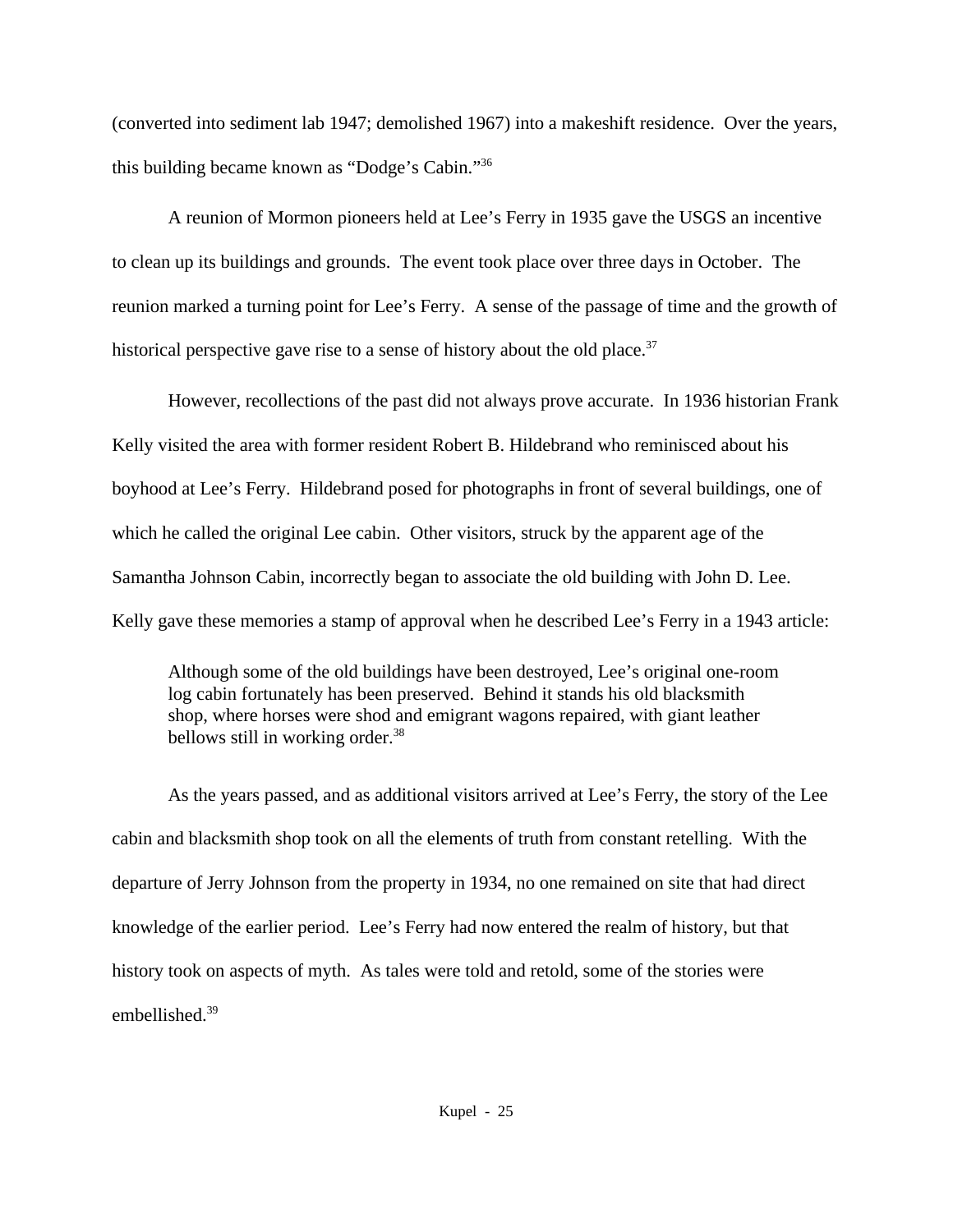(converted into sediment lab 1947; demolished 1967) into a makeshift residence. Over the years, this building became known as "Dodge's Cabin."[36]

A reunion of Mormon pioneers held at Lee's Ferry in 1935 gave the USGS an incentive to clean up its buildings and grounds. The event took place over three days in October. The reunion marked a turning point for Lee's Ferry. A sense of the passage of time and the growth of historical perspective gave rise to a sense of history about the old place.[37]

However, recollections of the past did not always prove accurate. In 1936 historian Frank Kelly visited the area with former resident Robert B. Hildebrand who reminisced about his boyhood at Lee's Ferry. Hildebrand posed for photographs in front of several buildings, one of which he called the original Lee cabin. Other visitors, struck by the apparent age of the Samantha Johnson Cabin, incorrectly began to associate the old building with John D. Lee. Kelly gave these memories a stamp of approval when he described Lee's Ferry in a 1943 article:

> Although some of the old buildings have been destroyed, Lee's original one-room log cabin fortunately has been preserved. Behind it stands his old blacksmith shop, where horses were shod and emigrant wagons repaired, with giant leather bellows still in working order.[38]

As the years passed, and as additional visitors arrived at Lee's Ferry, the story of the Lee cabin and blacksmith shop took on all the elements of truth from constant retelling. With the departure of Jerry Johnson from the property in 1934, no one remained on site that had direct knowledge of the earlier period. Lee's Ferry had now entered the realm of history, but that history took on aspects of myth. As tales were told and retold, some of the stories were embellished.[39]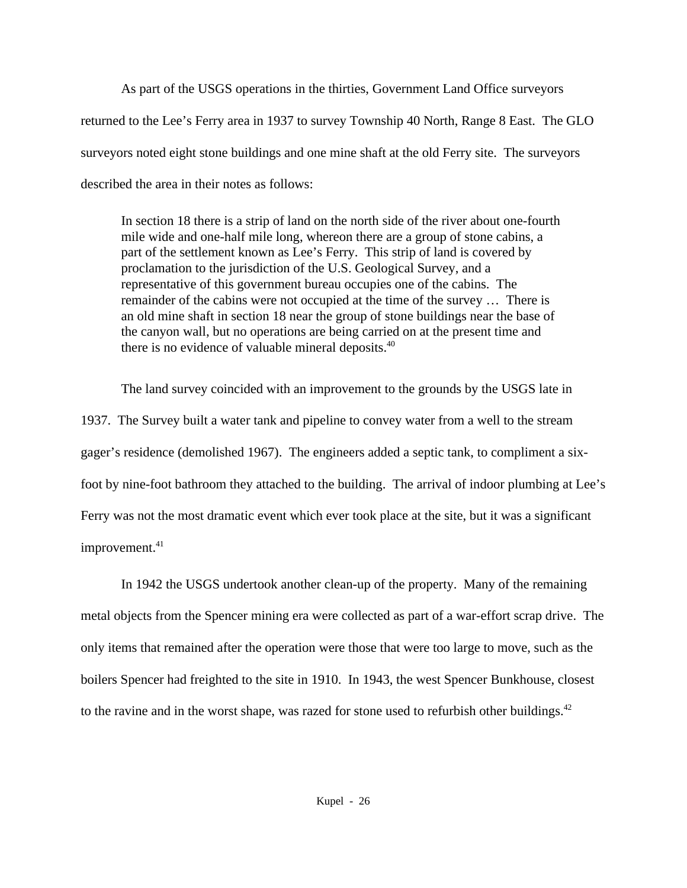As part of the USGS operations in the thirties, Government Land Office surveyors returned to the Lee's Ferry area in 1937 to survey Township 40 North, Range 8 East. The GLO surveyors noted eight stone buildings and one mine shaft at the old Ferry site. The surveyors described the area in their notes as follows:

> In section 18 there is a strip of land on the north side of the river about one-fourth mile wide and one-half mile long, whereon there are a group of stone cabins, a part of the settlement known as Lee's Ferry. This strip of land is covered by proclamation to the jurisdiction of the U.S. Geological Survey, and a representative of this government bureau occupies one of the cabins. The remainder of the cabins were not occupied at the time of the survey … There is an old mine shaft in section 18 near the group of stone buildings near the base of the canyon wall, but no operations are being carried on at the present time and there is no evidence of valuable mineral deposits.[40]

The land survey coincided with an improvement to the grounds by the USGS late in 1937. The Survey built a water tank and pipeline to convey water from a well to the stream gager's residence (demolished 1967). The engineers added a septic tank, to compliment a six-foot by nine-foot bathroom they attached to the building. The arrival of indoor plumbing at Lee's Ferry was not the most dramatic event which ever took place at the site, but it was a significant improvement.[41]

In 1942 the USGS undertook another clean-up of the property. Many of the remaining metal objects from the Spencer mining era were collected as part of a war-effort scrap drive. The only items that remained after the operation were those that were too large to move, such as the boilers Spencer had freighted to the site in 1910. In 1943, the west Spencer Bunkhouse, closest to the ravine and in the worst shape, was razed for stone used to refurbish other buildings.[42]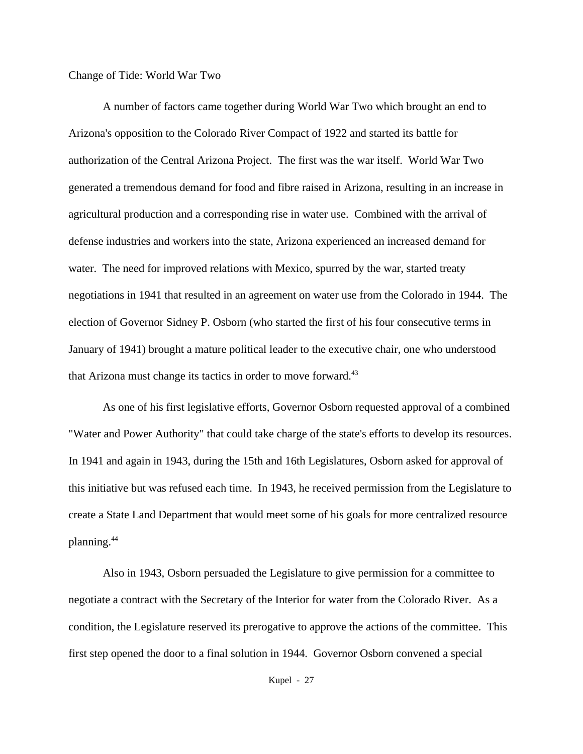## Change of Tide: World War Two

A number of factors came together during World War Two which brought an end to Arizona's opposition to the Colorado River Compact of 1922 and started its battle for authorization of the Central Arizona Project. The first was the war itself. World War Two generated a tremendous demand for food and fibre raised in Arizona, resulting in an increase in agricultural production and a corresponding rise in water use. Combined with the arrival of defense industries and workers into the state, Arizona experienced an increased demand for water. The need for improved relations with Mexico, spurred by the war, started treaty negotiations in 1941 that resulted in an agreement on water use from the Colorado in 1944. The election of Governor Sidney P. Osborn (who started the first of his four consecutive terms in January of 1941) brought a mature political leader to the executive chair, one who understood that Arizona must change its tactics in order to move forward.[43]

As one of his first legislative efforts, Governor Osborn requested approval of a combined "Water and Power Authority" that could take charge of the state's efforts to develop its resources. In 1941 and again in 1943, during the 15th and 16th Legislatures, Osborn asked for approval of this initiative but was refused each time. In 1943, he received permission from the Legislature to create a State Land Department that would meet some of his goals for more centralized resource planning.[44]

Also in 1943, Osborn persuaded the Legislature to give permission for a committee to negotiate a contract with the Secretary of the Interior for water from the Colorado River. As a condition, the Legislature reserved its prerogative to approve the actions of the committee. This first step opened the door to a final solution in 1944. Governor Osborn convened a special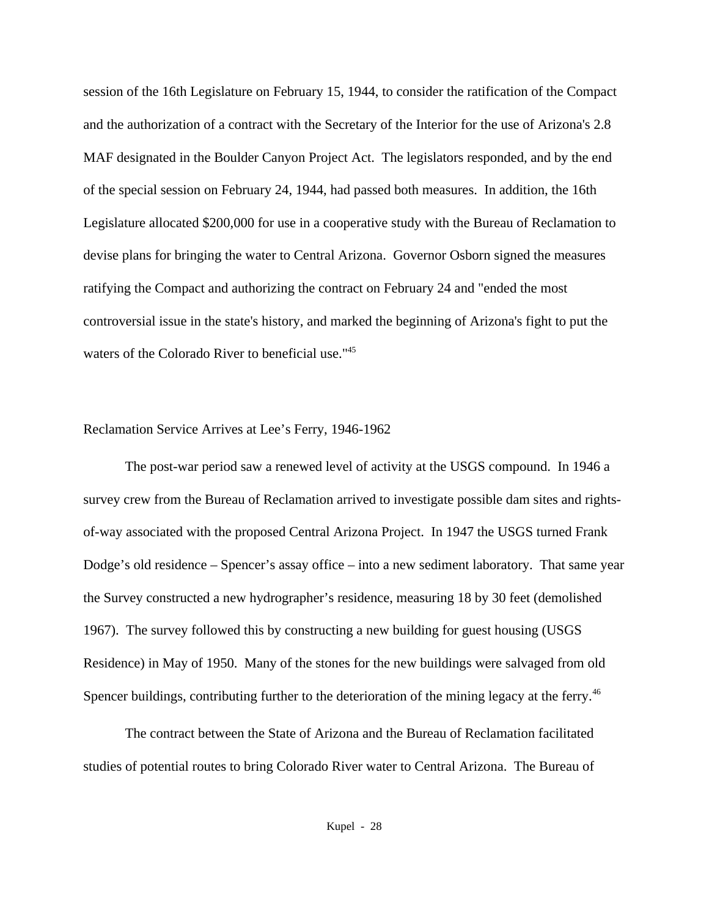session of the 16th Legislature on February 15, 1944, to consider the ratification of the Compact and the authorization of a contract with the Secretary of the Interior for the use of Arizona's 2.8 MAF designated in the Boulder Canyon Project Act. The legislators responded, and by the end of the special session on February 24, 1944, had passed both measures. In addition, the 16th Legislature allocated $200,000 for use in a cooperative study with the Bureau of Reclamation to devise plans for bringing the water to Central Arizona. Governor Osborn signed the measures ratifying the Compact and authorizing the contract on February 24 and "ended the most controversial issue in the state's history, and marked the beginning of Arizona's fight to put the waters of the Colorado River to beneficial use."[45]

## Reclamation Service Arrives at Lee's Ferry, 1946-1962

The post-war period saw a renewed level of activity at the USGS compound. In 1946 a survey crew from the Bureau of Reclamation arrived to investigate possible dam sites and rights-of-way associated with the proposed Central Arizona Project. In 1947 the USGS turned Frank Dodge's old residence – Spencer's assay office – into a new sediment laboratory. That same year the Survey constructed a new hydrographer's residence, measuring 18 by 30 feet (demolished 1967). The survey followed this by constructing a new building for guest housing (USGS Residence) in May of 1950. Many of the stones for the new buildings were salvaged from old Spencer buildings, contributing further to the deterioration of the mining legacy at the ferry.[46]

The contract between the State of Arizona and the Bureau of Reclamation facilitated studies of potential routes to bring Colorado River water to Central Arizona. The Bureau of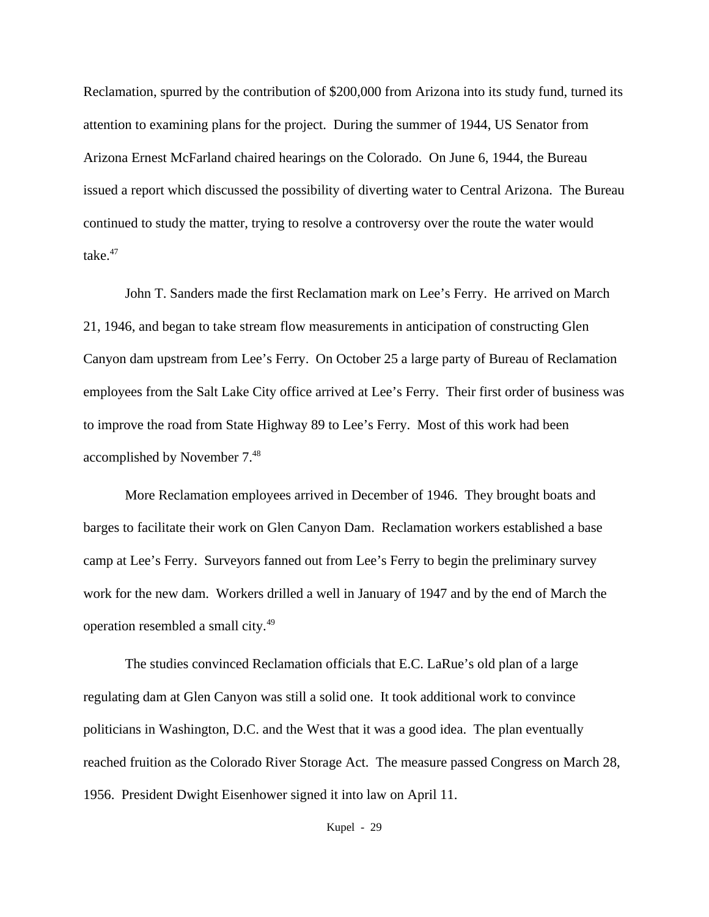Reclamation, spurred by the contribution of $200,000 from Arizona into its study fund, turned its attention to examining plans for the project. During the summer of 1944, US Senator from Arizona Ernest McFarland chaired hearings on the Colorado. On June 6, 1944, the Bureau issued a report which discussed the possibility of diverting water to Central Arizona. The Bureau continued to study the matter, trying to resolve a controversy over the route the water would take.[47]

John T. Sanders made the first Reclamation mark on Lee's Ferry. He arrived on March 21, 1946, and began to take stream flow measurements in anticipation of constructing Glen Canyon dam upstream from Lee's Ferry. On October 25 a large party of Bureau of Reclamation employees from the Salt Lake City office arrived at Lee's Ferry. Their first order of business was to improve the road from State Highway 89 to Lee's Ferry. Most of this work had been accomplished by November 7.[48]

More Reclamation employees arrived in December of 1946. They brought boats and barges to facilitate their work on Glen Canyon Dam. Reclamation workers established a base camp at Lee's Ferry. Surveyors fanned out from Lee's Ferry to begin the preliminary survey work for the new dam. Workers drilled a well in January of 1947 and by the end of March the operation resembled a small city.[49]

The studies convinced Reclamation officials that E.C. LaRue's old plan of a large regulating dam at Glen Canyon was still a solid one. It took additional work to convince politicians in Washington, D.C. and the West that it was a good idea. The plan eventually reached fruition as the Colorado River Storage Act. The measure passed Congress on March 28, 1956. President Dwight Eisenhower signed it into law on April 11.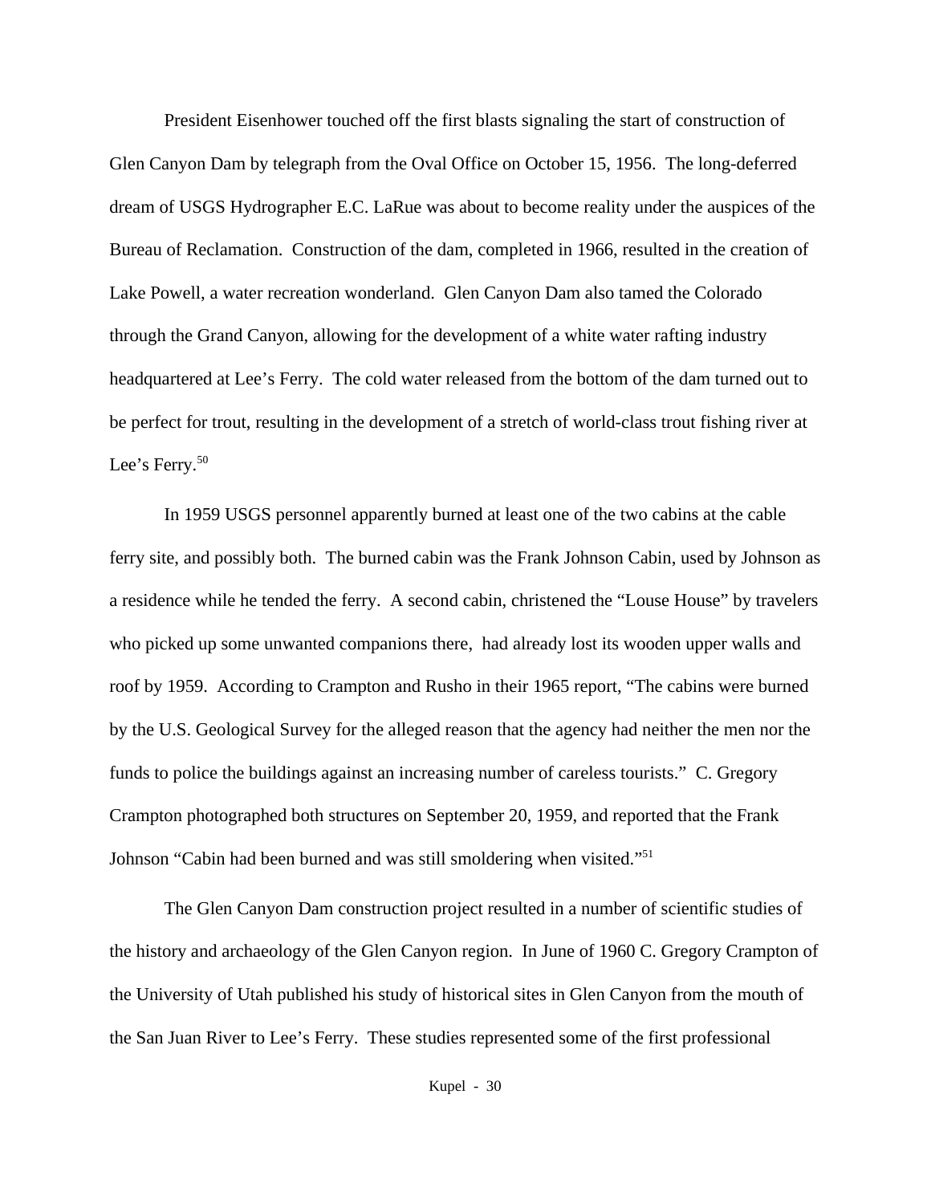President Eisenhower touched off the first blasts signaling the start of construction of Glen Canyon Dam by telegraph from the Oval Office on October 15, 1956. The long-deferred dream of USGS Hydrographer E.C. LaRue was about to become reality under the auspices of the Bureau of Reclamation. Construction of the dam, completed in 1966, resulted in the creation of Lake Powell, a water recreation wonderland. Glen Canyon Dam also tamed the Colorado through the Grand Canyon, allowing for the development of a white water rafting industry headquartered at Lee's Ferry. The cold water released from the bottom of the dam turned out to be perfect for trout, resulting in the development of a stretch of world-class trout fishing river at Lee's Ferry.[50]

In 1959 USGS personnel apparently burned at least one of the two cabins at the cable ferry site, and possibly both. The burned cabin was the Frank Johnson Cabin, used by Johnson as a residence while he tended the ferry. A second cabin, christened the "Louse House" by travelers who picked up some unwanted companions there, had already lost its wooden upper walls and roof by 1959. According to Crampton and Rusho in their 1965 report, "The cabins were burned by the U.S. Geological Survey for the alleged reason that the agency had neither the men nor the funds to police the buildings against an increasing number of careless tourists." C. Gregory Crampton photographed both structures on September 20, 1959, and reported that the Frank Johnson "Cabin had been burned and was still smoldering when visited."[51]

The Glen Canyon Dam construction project resulted in a number of scientific studies of the history and archaeology of the Glen Canyon region. In June of 1960 C. Gregory Crampton of the University of Utah published his study of historical sites in Glen Canyon from the mouth of the San Juan River to Lee's Ferry. These studies represented some of the first professional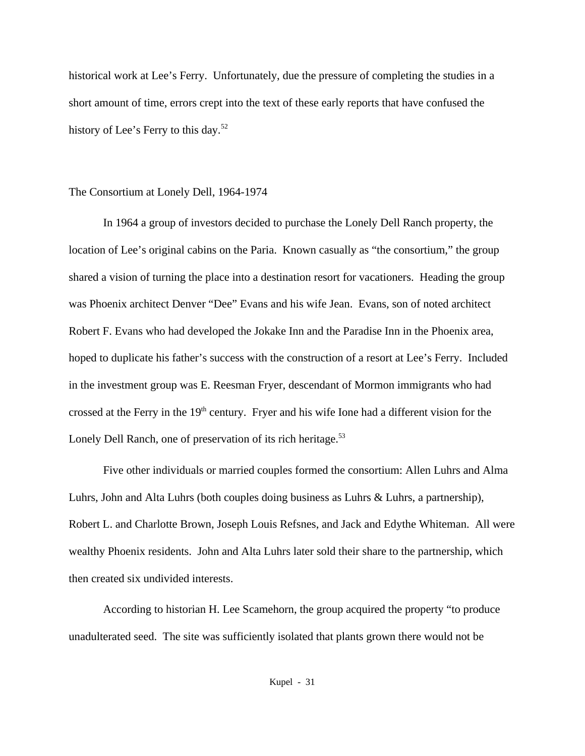historical work at Lee's Ferry. Unfortunately, due the pressure of completing the studies in a short amount of time, errors crept into the text of these early reports that have confused the history of Lee's Ferry to this day.[52]

## The Consortium at Lonely Dell, 1964-1974

In 1964 a group of investors decided to purchase the Lonely Dell Ranch property, the location of Lee's original cabins on the Paria. Known casually as "the consortium," the group shared a vision of turning the place into a destination resort for vacationers. Heading the group was Phoenix architect Denver "Dee" Evans and his wife Jean. Evans, son of noted architect Robert F. Evans who had developed the Jokake Inn and the Paradise Inn in the Phoenix area, hoped to duplicate his father's success with the construction of a resort at Lee's Ferry. Included in the investment group was E. Reesman Fryer, descendant of Mormon immigrants who had crossed at the Ferry in the 19th century. Fryer and his wife Ione had a different vision for the Lonely Dell Ranch, one of preservation of its rich heritage.[53]

Five other individuals or married couples formed the consortium: Allen Luhrs and Alma Luhrs, John and Alta Luhrs (both couples doing business as Luhrs & Luhrs, a partnership), Robert L. and Charlotte Brown, Joseph Louis Refsnes, and Jack and Edythe Whiteman. All were wealthy Phoenix residents. John and Alta Luhrs later sold their share to the partnership, which then created six undivided interests.

According to historian H. Lee Scamehorn, the group acquired the property "to produce unadulterated seed. The site was sufficiently isolated that plants grown there would not be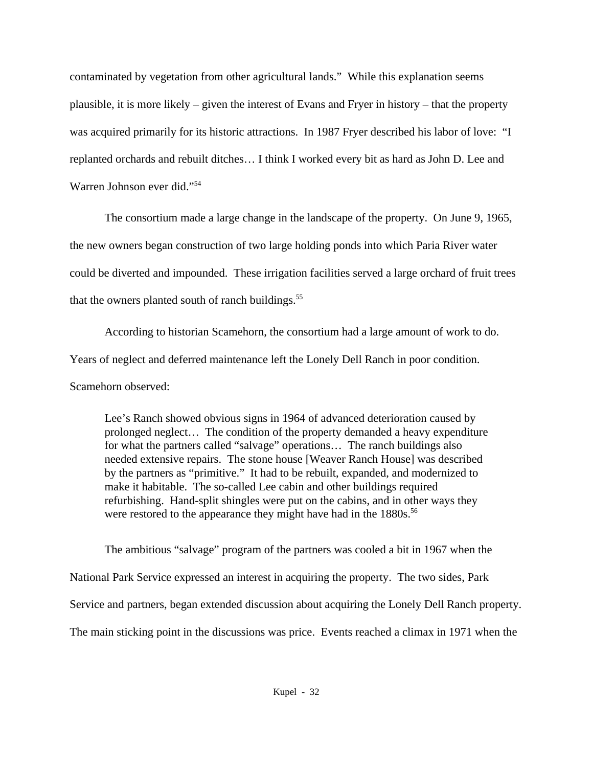contaminated by vegetation from other agricultural lands." While this explanation seems plausible, it is more likely – given the interest of Evans and Fryer in history – that the property was acquired primarily for its historic attractions. In 1987 Fryer described his labor of love: "I replanted orchards and rebuilt ditches… I think I worked every bit as hard as John D. Lee and Warren Johnson ever did."[54]

The consortium made a large change in the landscape of the property. On June 9, 1965, the new owners began construction of two large holding ponds into which Paria River water could be diverted and impounded. These irrigation facilities served a large orchard of fruit trees that the owners planted south of ranch buildings.[55]

According to historian Scamehorn, the consortium had a large amount of work to do. Years of neglect and deferred maintenance left the Lonely Dell Ranch in poor condition. Scamehorn observed:

> Lee's Ranch showed obvious signs in 1964 of advanced deterioration caused by prolonged neglect… The condition of the property demanded a heavy expenditure for what the partners called "salvage" operations… The ranch buildings also needed extensive repairs. The stone house [Weaver Ranch House] was described by the partners as "primitive." It had to be rebuilt, expanded, and modernized to make it habitable. The so-called Lee cabin and other buildings required refurbishing. Hand-split shingles were put on the cabins, and in other ways they were restored to the appearance they might have had in the 1880s.[56]

The ambitious "salvage" program of the partners was cooled a bit in 1967 when the National Park Service expressed an interest in acquiring the property. The two sides, Park Service and partners, began extended discussion about acquiring the Lonely Dell Ranch property. The main sticking point in the discussions was price. Events reached a climax in 1971 when the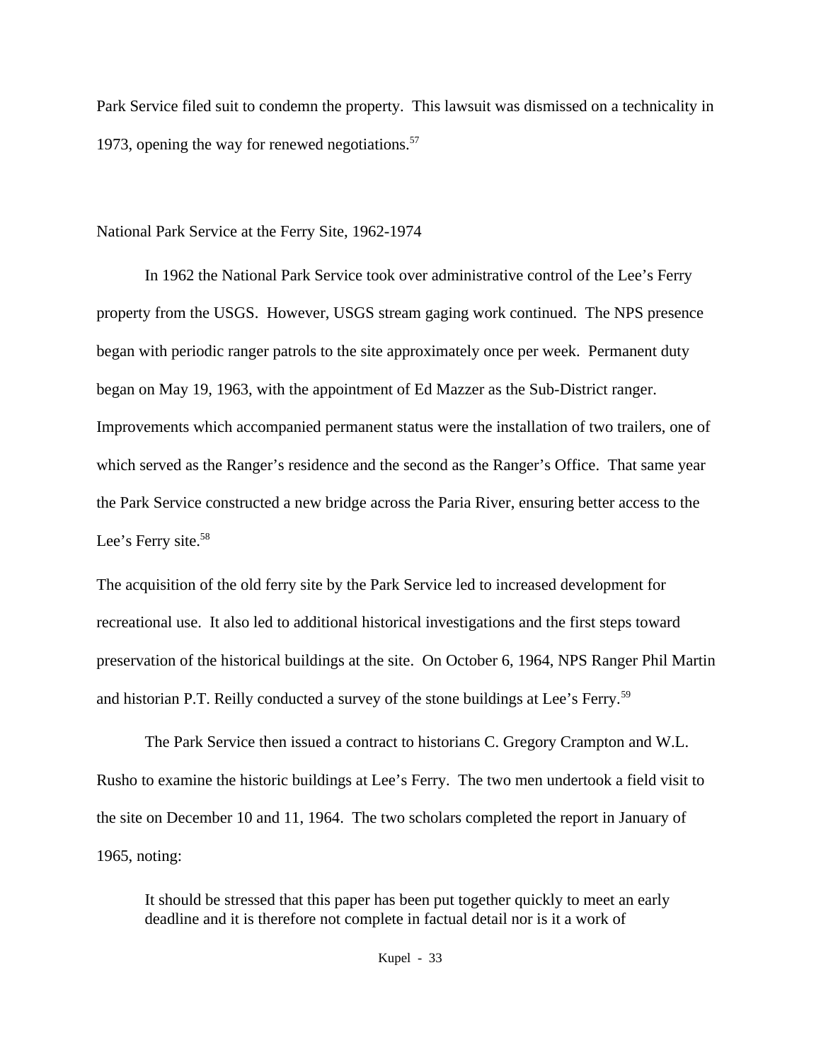Park Service filed suit to condemn the property. This lawsuit was dismissed on a technicality in 1973, opening the way for renewed negotiations.[57]

## National Park Service at the Ferry Site, 1962-1974

In 1962 the National Park Service took over administrative control of the Lee's Ferry property from the USGS. However, USGS stream gaging work continued. The NPS presence began with periodic ranger patrols to the site approximately once per week. Permanent duty began on May 19, 1963, with the appointment of Ed Mazzer as the Sub-District ranger. Improvements which accompanied permanent status were the installation of two trailers, one of which served as the Ranger's residence and the second as the Ranger's Office. That same year the Park Service constructed a new bridge across the Paria River, ensuring better access to the Lee's Ferry site.[58]

The acquisition of the old ferry site by the Park Service led to increased development for recreational use. It also led to additional historical investigations and the first steps toward preservation of the historical buildings at the site. On October 6, 1964, NPS Ranger Phil Martin and historian P.T. Reilly conducted a survey of the stone buildings at Lee's Ferry.[59]

The Park Service then issued a contract to historians C. Gregory Crampton and W.L. Rusho to examine the historic buildings at Lee's Ferry. The two men undertook a field visit to the site on December 10 and 11, 1964. The two scholars completed the report in January of 1965, noting:

> It should be stressed that this paper has been put together quickly to meet an early deadline and it is therefore not complete in factual detail nor is it a work of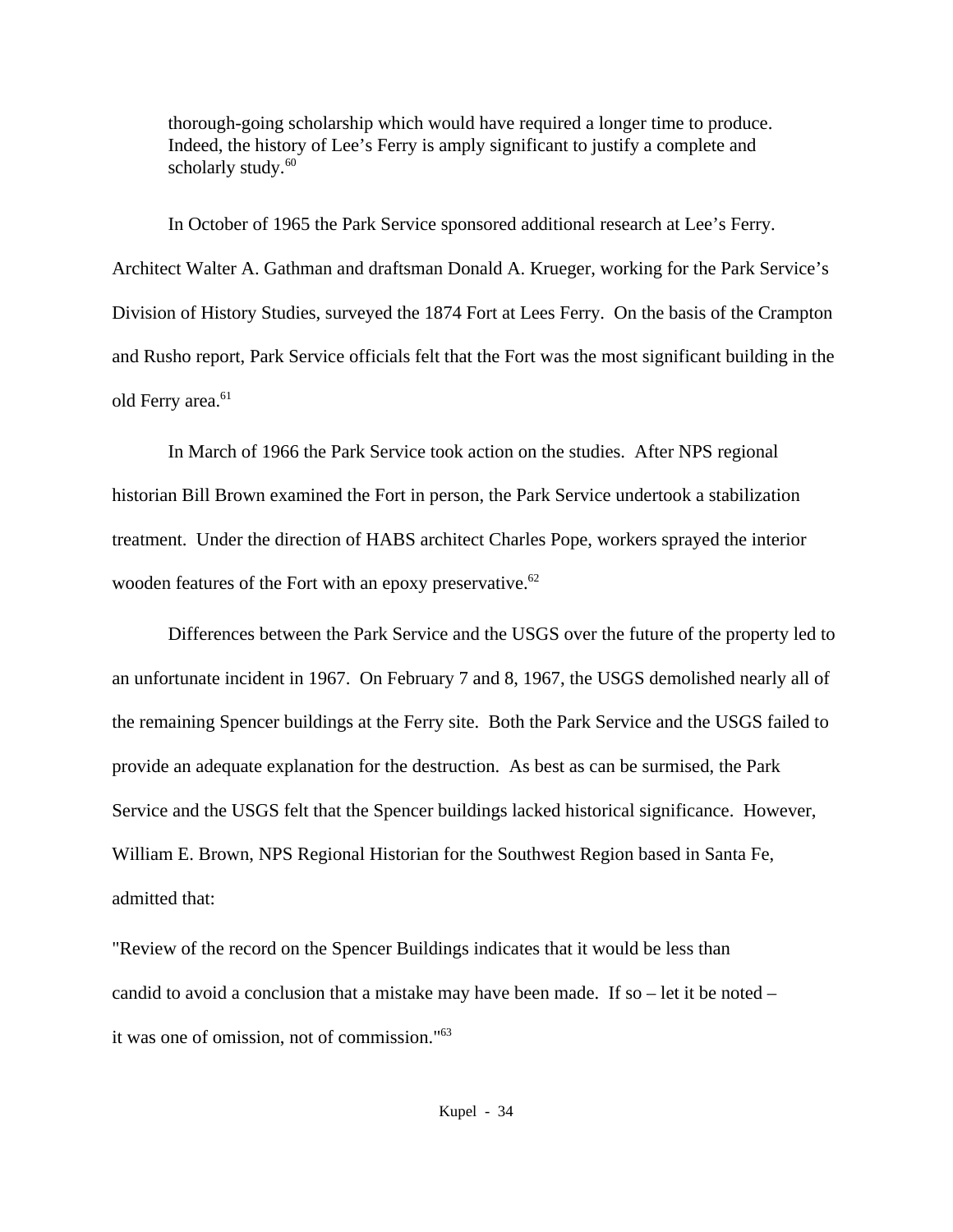> thorough-going scholarship which would have required a longer time to produce. Indeed, the history of Lee's Ferry is amply significant to justify a complete and scholarly study.[60]

In October of 1965 the Park Service sponsored additional research at Lee's Ferry. Architect Walter A. Gathman and draftsman Donald A. Krueger, working for the Park Service's Division of History Studies, surveyed the 1874 Fort at Lees Ferry. On the basis of the Crampton and Rusho report, Park Service officials felt that the Fort was the most significant building in the old Ferry area.[61]

In March of 1966 the Park Service took action on the studies. After NPS regional historian Bill Brown examined the Fort in person, the Park Service undertook a stabilization treatment. Under the direction of HABS architect Charles Pope, workers sprayed the interior wooden features of the Fort with an epoxy preservative.[62]

Differences between the Park Service and the USGS over the future of the property led to an unfortunate incident in 1967. On February 7 and 8, 1967, the USGS demolished nearly all of the remaining Spencer buildings at the Ferry site. Both the Park Service and the USGS failed to provide an adequate explanation for the destruction. As best as can be surmised, the Park Service and the USGS felt that the Spencer buildings lacked historical significance. However, William E. Brown, NPS Regional Historian for the Southwest Region based in Santa Fe, admitted that:

"Review of the record on the Spencer Buildings indicates that it would be less than candid to avoid a conclusion that a mistake may have been made. If so – let it be noted – it was one of omission, not of commission."[63]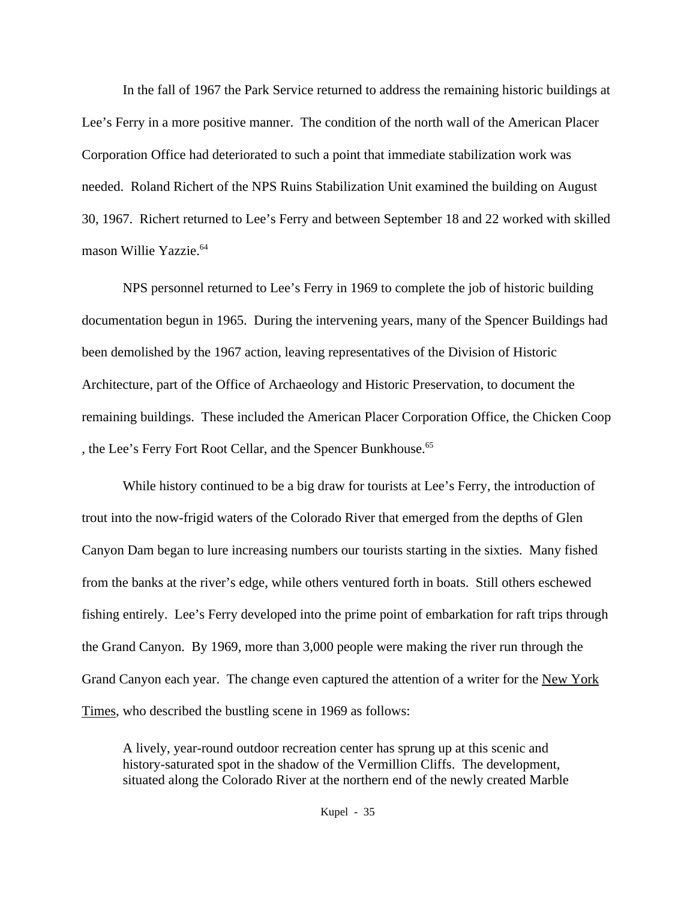In the fall of 1967 the Park Service returned to address the remaining historic buildings at Lee's Ferry in a more positive manner. The condition of the north wall of the American Placer Corporation Office had deteriorated to such a point that immediate stabilization work was needed. Roland Richert of the NPS Ruins Stabilization Unit examined the building on August 30, 1967. Richert returned to Lee's Ferry and between September 18 and 22 worked with skilled mason Willie Yazzie.[64]

NPS personnel returned to Lee's Ferry in 1969 to complete the job of historic building documentation begun in 1965. During the intervening years, many of the Spencer Buildings had been demolished by the 1967 action, leaving representatives of the Division of Historic Architecture, part of the Office of Archaeology and Historic Preservation, to document the remaining buildings. These included the American Placer Corporation Office, the Chicken Coop , the Lee's Ferry Fort Root Cellar, and the Spencer Bunkhouse.[65]

While history continued to be a big draw for tourists at Lee's Ferry, the introduction of trout into the now-frigid waters of the Colorado River that emerged from the depths of Glen Canyon Dam began to lure increasing numbers our tourists starting in the sixties. Many fished from the banks at the river's edge, while others ventured forth in boats. Still others eschewed fishing entirely. Lee's Ferry developed into the prime point of embarkation for raft trips through the Grand Canyon. By 1969, more than 3,000 people were making the river run through the Grand Canyon each year. The change even captured the attention of a writer for the New York Times, who described the bustling scene in 1969 as follows:

> A lively, year-round outdoor recreation center has sprung up at this scenic and history-saturated spot in the shadow of the Vermillion Cliffs. The development, situated along the Colorado River at the northern end of the newly created Marble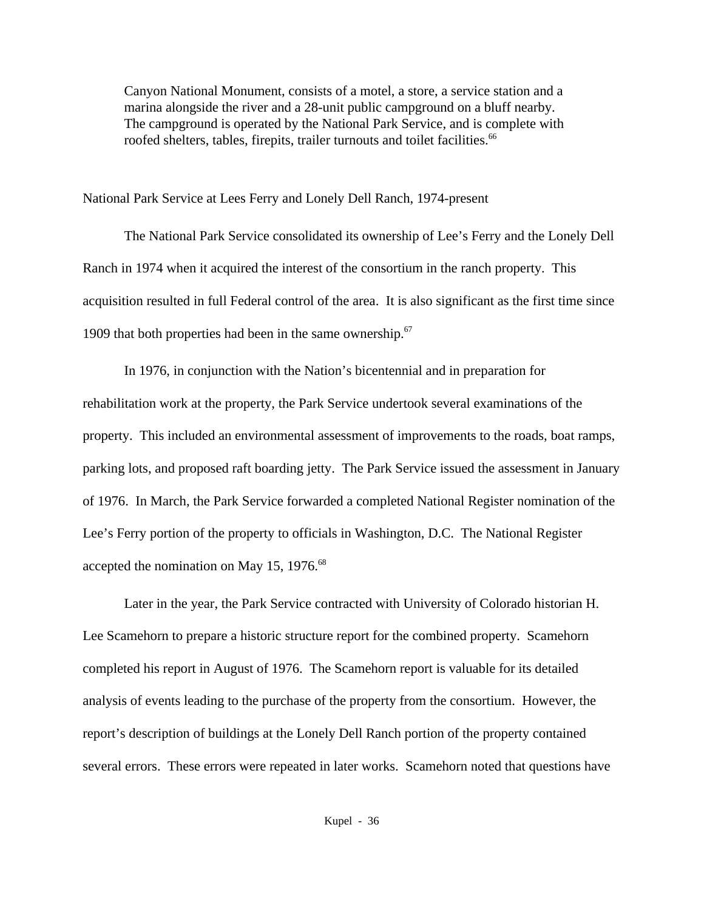> Canyon National Monument, consists of a motel, a store, a service station and a marina alongside the river and a 28-unit public campground on a bluff nearby. The campground is operated by the National Park Service, and is complete with roofed shelters, tables, firepits, trailer turnouts and toilet facilities.[66]

National Park Service at Lees Ferry and Lonely Dell Ranch, 1974-present

The National Park Service consolidated its ownership of Lee's Ferry and the Lonely Dell Ranch in 1974 when it acquired the interest of the consortium in the ranch property. This acquisition resulted in full Federal control of the area. It is also significant as the first time since 1909 that both properties had been in the same ownership.[67]

In 1976, in conjunction with the Nation's bicentennial and in preparation for rehabilitation work at the property, the Park Service undertook several examinations of the property. This included an environmental assessment of improvements to the roads, boat ramps, parking lots, and proposed raft boarding jetty. The Park Service issued the assessment in January of 1976. In March, the Park Service forwarded a completed National Register nomination of the Lee's Ferry portion of the property to officials in Washington, D.C. The National Register accepted the nomination on May 15, 1976.[68]

Later in the year, the Park Service contracted with University of Colorado historian H. Lee Scamehorn to prepare a historic structure report for the combined property. Scamehorn completed his report in August of 1976. The Scamehorn report is valuable for its detailed analysis of events leading to the purchase of the property from the consortium. However, the report's description of buildings at the Lonely Dell Ranch portion of the property contained several errors. These errors were repeated in later works. Scamehorn noted that questions have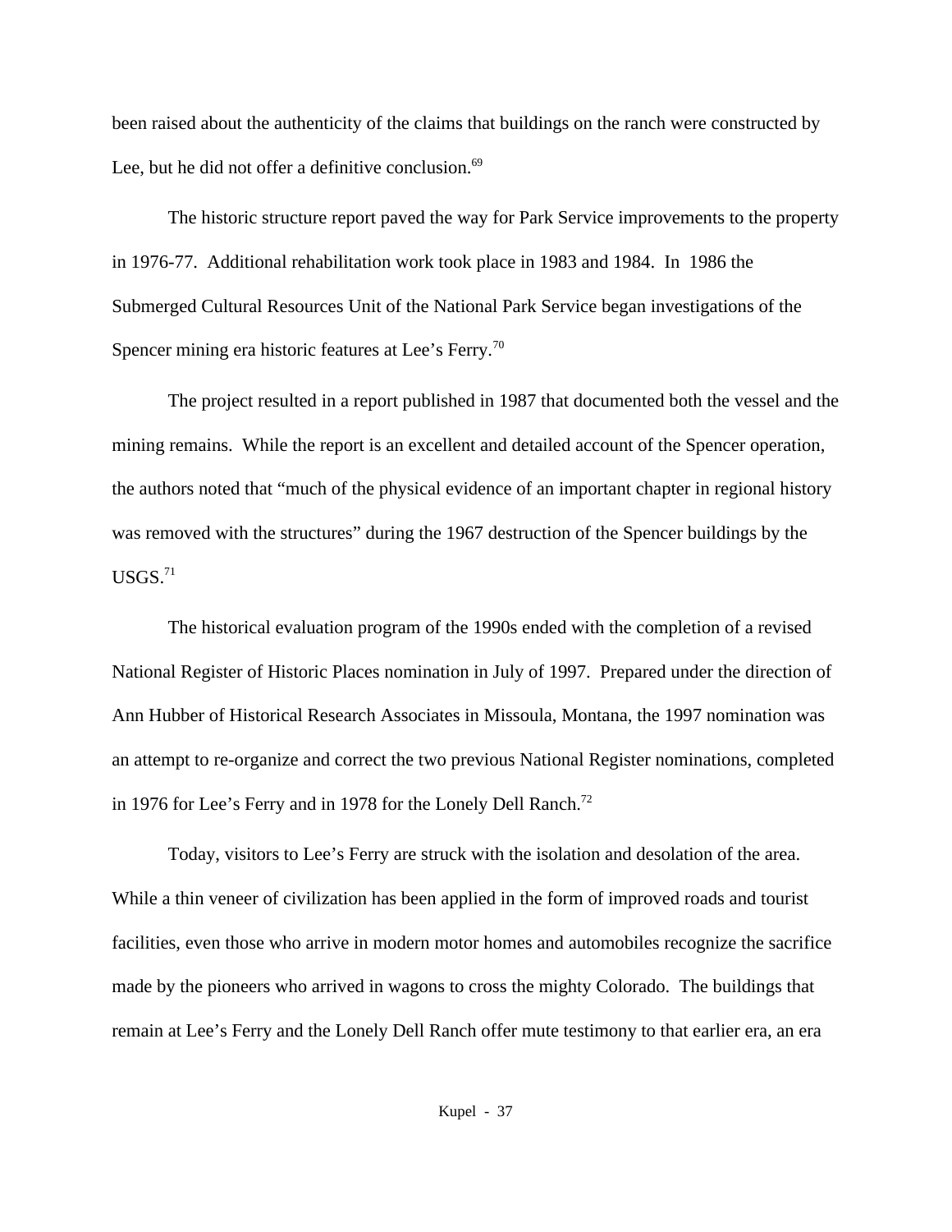been raised about the authenticity of the claims that buildings on the ranch were constructed by Lee, but he did not offer a definitive conclusion.[69]

The historic structure report paved the way for Park Service improvements to the property in 1976-77. Additional rehabilitation work took place in 1983 and 1984. In 1986 the Submerged Cultural Resources Unit of the National Park Service began investigations of the Spencer mining era historic features at Lee's Ferry.[70]

The project resulted in a report published in 1987 that documented both the vessel and the mining remains. While the report is an excellent and detailed account of the Spencer operation, the authors noted that "much of the physical evidence of an important chapter in regional history was removed with the structures" during the 1967 destruction of the Spencer buildings by the USGS.[71]

The historical evaluation program of the 1990s ended with the completion of a revised National Register of Historic Places nomination in July of 1997. Prepared under the direction of Ann Hubber of Historical Research Associates in Missoula, Montana, the 1997 nomination was an attempt to re-organize and correct the two previous National Register nominations, completed in 1976 for Lee's Ferry and in 1978 for the Lonely Dell Ranch.[72]

Today, visitors to Lee's Ferry are struck with the isolation and desolation of the area. While a thin veneer of civilization has been applied in the form of improved roads and tourist facilities, even those who arrive in modern motor homes and automobiles recognize the sacrifice made by the pioneers who arrived in wagons to cross the mighty Colorado. The buildings that remain at Lee's Ferry and the Lonely Dell Ranch offer mute testimony to that earlier era, an era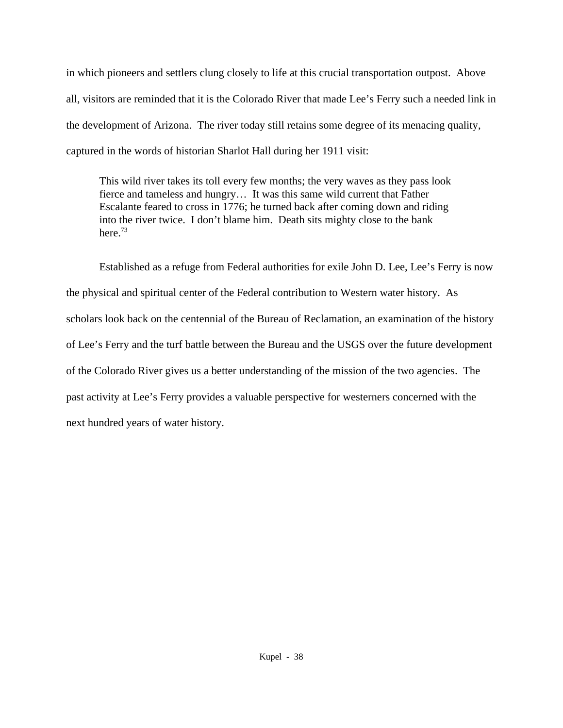in which pioneers and settlers clung closely to life at this crucial transportation outpost. Above all, visitors are reminded that it is the Colorado River that made Lee's Ferry such a needed link in the development of Arizona. The river today still retains some degree of its menacing quality, captured in the words of historian Sharlot Hall during her 1911 visit:

> This wild river takes its toll every few months; the very waves as they pass look fierce and tameless and hungry… It was this same wild current that Father Escalante feared to cross in 1776; he turned back after coming down and riding into the river twice. I don't blame him. Death sits mighty close to the bank here.[73]

Established as a refuge from Federal authorities for exile John D. Lee, Lee's Ferry is now the physical and spiritual center of the Federal contribution to Western water history. As scholars look back on the centennial of the Bureau of Reclamation, an examination of the history of Lee's Ferry and the turf battle between the Bureau and the USGS over the future development of the Colorado River gives us a better understanding of the mission of the two agencies. The past activity at Lee's Ferry provides a valuable perspective for westerners concerned with the next hundred years of water history.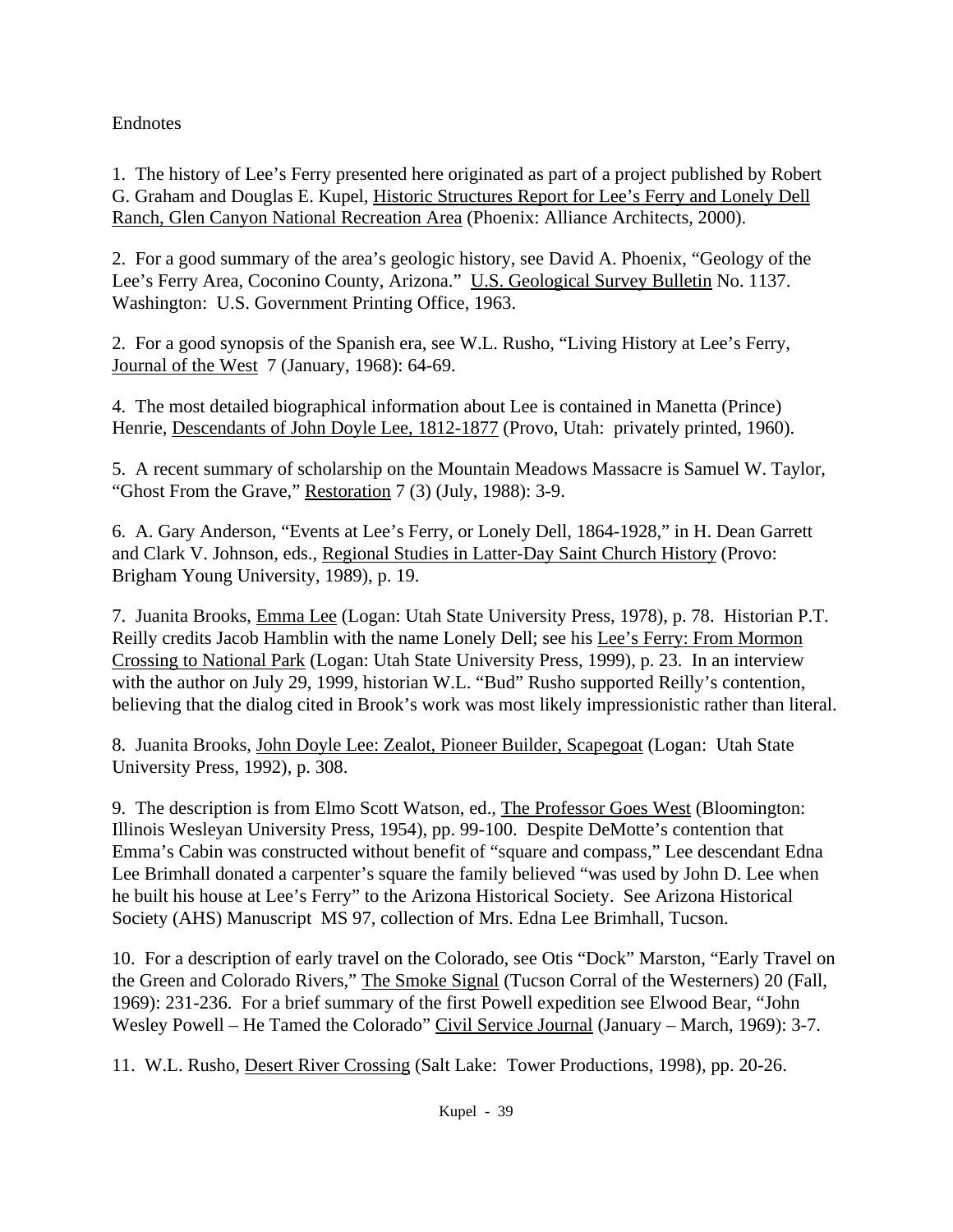Endnotes

1. The history of Lee's Ferry presented here originated as part of a project published by Robert G. Graham and Douglas E. Kupel, Historic Structures Report for Lee's Ferry and Lonely Dell Ranch, Glen Canyon National Recreation Area (Phoenix: Alliance Architects, 2000).

2. For a good summary of the area's geologic history, see David A. Phoenix, "Geology of the Lee's Ferry Area, Coconino County, Arizona." U.S. Geological Survey Bulletin No. 1137. Washington: U.S. Government Printing Office, 1963.

2. For a good synopsis of the Spanish era, see W.L. Rusho, "Living History at Lee's Ferry, Journal of the West 7 (January, 1968): 64-69.

4. The most detailed biographical information about Lee is contained in Manetta (Prince) Henrie, Descendants of John Doyle Lee, 1812-1877 (Provo, Utah: privately printed, 1960).

5. A recent summary of scholarship on the Mountain Meadows Massacre is Samuel W. Taylor, "Ghost From the Grave," Restoration 7 (3) (July, 1988): 3-9.

6. A. Gary Anderson, "Events at Lee's Ferry, or Lonely Dell, 1864-1928," in H. Dean Garrett and Clark V. Johnson, eds., Regional Studies in Latter-Day Saint Church History (Provo: Brigham Young University, 1989), p. 19.

7. Juanita Brooks, Emma Lee (Logan: Utah State University Press, 1978), p. 78. Historian P.T. Reilly credits Jacob Hamblin with the name Lonely Dell; see his Lee's Ferry: From Mormon Crossing to National Park (Logan: Utah State University Press, 1999), p. 23. In an interview with the author on July 29, 1999, historian W.L. "Bud" Rusho supported Reilly's contention, believing that the dialog cited in Brook's work was most likely impressionistic rather than literal.

8. Juanita Brooks, John Doyle Lee: Zealot, Pioneer Builder, Scapegoat (Logan: Utah State University Press, 1992), p. 308.

9. The description is from Elmo Scott Watson, ed., The Professor Goes West (Bloomington: Illinois Wesleyan University Press, 1954), pp. 99-100. Despite DeMotte's contention that Emma's Cabin was constructed without benefit of "square and compass," Lee descendant Edna Lee Brimhall donated a carpenter's square the family believed "was used by John D. Lee when he built his house at Lee's Ferry" to the Arizona Historical Society. See Arizona Historical Society (AHS) Manuscript MS 97, collection of Mrs. Edna Lee Brimhall, Tucson.

10. For a description of early travel on the Colorado, see Otis "Dock" Marston, "Early Travel on the Green and Colorado Rivers," The Smoke Signal (Tucson Corral of the Westerners) 20 (Fall, 1969): 231-236. For a brief summary of the first Powell expedition see Elwood Bear, "John Wesley Powell – He Tamed the Colorado" Civil Service Journal (January – March, 1969): 3-7.

11. W.L. Rusho, Desert River Crossing (Salt Lake: Tower Productions, 1998), pp. 20-26.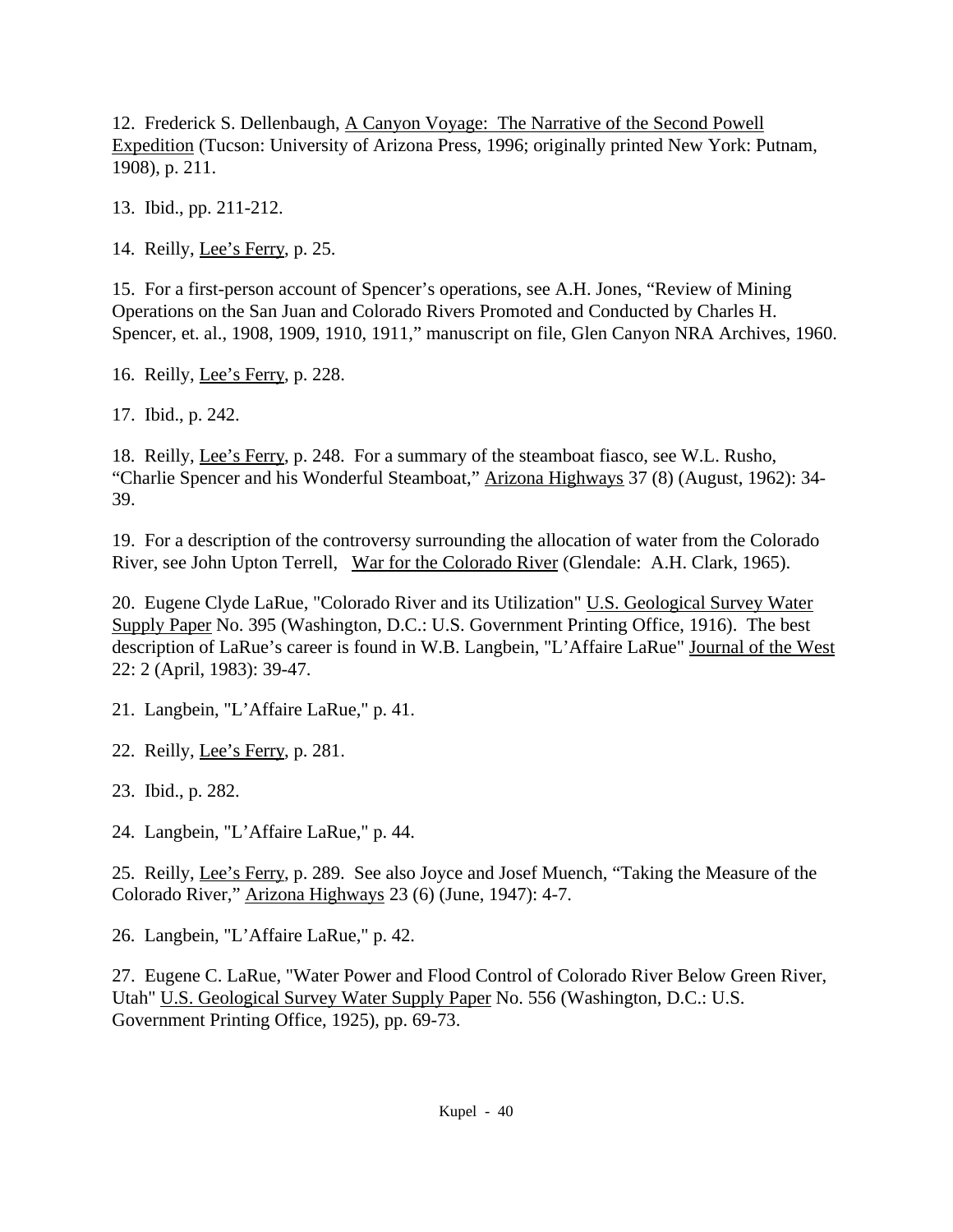12. Frederick S. Dellenbaugh, A Canyon Voyage: The Narrative of the Second Powell Expedition (Tucson: University of Arizona Press, 1996; originally printed New York: Putnam, 1908), p. 211.

13. Ibid., pp. 211-212.

14. Reilly, Lee's Ferry, p. 25.

15. For a first-person account of Spencer's operations, see A.H. Jones, "Review of Mining Operations on the San Juan and Colorado Rivers Promoted and Conducted by Charles H. Spencer, et. al., 1908, 1909, 1910, 1911," manuscript on file, Glen Canyon NRA Archives, 1960.

16. Reilly, Lee's Ferry, p. 228.

17. Ibid., p. 242.

18. Reilly, Lee's Ferry, p. 248. For a summary of the steamboat fiasco, see W.L. Rusho, "Charlie Spencer and his Wonderful Steamboat," Arizona Highways 37 (8) (August, 1962): 34-39.

19. For a description of the controversy surrounding the allocation of water from the Colorado River, see John Upton Terrell, War for the Colorado River (Glendale: A.H. Clark, 1965).

20. Eugene Clyde LaRue, "Colorado River and its Utilization" U.S. Geological Survey Water Supply Paper No. 395 (Washington, D.C.: U.S. Government Printing Office, 1916). The best description of LaRue's career is found in W.B. Langbein, "L'Affaire LaRue" Journal of the West 22: 2 (April, 1983): 39-47.

21. Langbein, "L'Affaire LaRue," p. 41.

22. Reilly, Lee's Ferry, p. 281.

23. Ibid., p. 282.

24. Langbein, "L'Affaire LaRue," p. 44.

25. Reilly, Lee's Ferry, p. 289. See also Joyce and Josef Muench, "Taking the Measure of the Colorado River," Arizona Highways 23 (6) (June, 1947): 4-7.

26. Langbein, "L'Affaire LaRue," p. 42.

27. Eugene C. LaRue, "Water Power and Flood Control of Colorado River Below Green River, Utah" U.S. Geological Survey Water Supply Paper No. 556 (Washington, D.C.: U.S. Government Printing Office, 1925), pp. 69-73.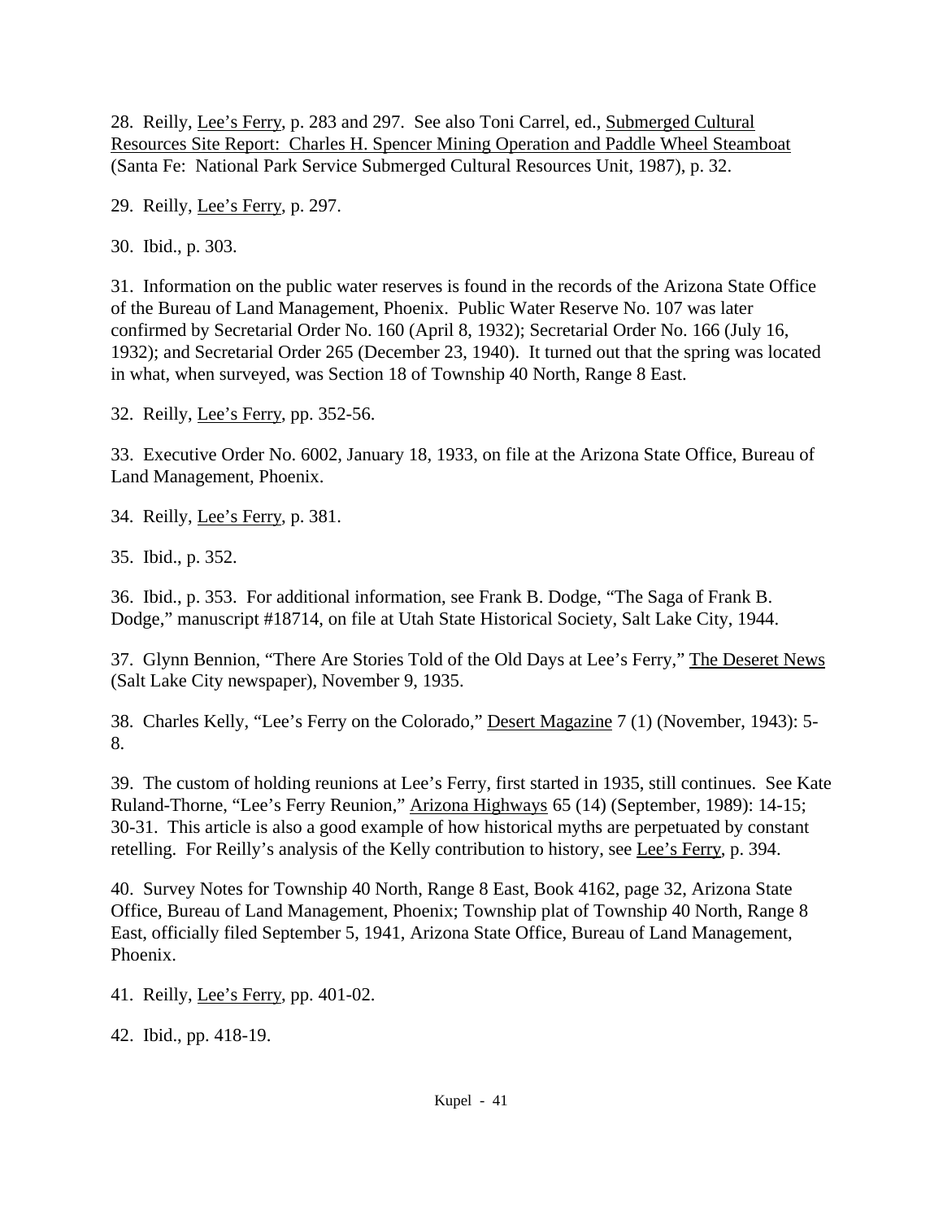28. Reilly, Lee's Ferry, p. 283 and 297. See also Toni Carrel, ed., Submerged Cultural Resources Site Report: Charles H. Spencer Mining Operation and Paddle Wheel Steamboat (Santa Fe: National Park Service Submerged Cultural Resources Unit, 1987), p. 32.

29. Reilly, Lee's Ferry, p. 297.

30. Ibid., p. 303.

31. Information on the public water reserves is found in the records of the Arizona State Office of the Bureau of Land Management, Phoenix. Public Water Reserve No. 107 was later confirmed by Secretarial Order No. 160 (April 8, 1932); Secretarial Order No. 166 (July 16, 1932); and Secretarial Order 265 (December 23, 1940). It turned out that the spring was located in what, when surveyed, was Section 18 of Township 40 North, Range 8 East.

32. Reilly, Lee's Ferry, pp. 352-56.

33. Executive Order No. 6002, January 18, 1933, on file at the Arizona State Office, Bureau of Land Management, Phoenix.

34. Reilly, Lee's Ferry, p. 381.

35. Ibid., p. 352.

36. Ibid., p. 353. For additional information, see Frank B. Dodge, "The Saga of Frank B. Dodge," manuscript #18714, on file at Utah State Historical Society, Salt Lake City, 1944.

37. Glynn Bennion, "There Are Stories Told of the Old Days at Lee's Ferry," The Deseret News (Salt Lake City newspaper), November 9, 1935.

38. Charles Kelly, "Lee's Ferry on the Colorado," Desert Magazine 7 (1) (November, 1943): 5-8.

39. The custom of holding reunions at Lee's Ferry, first started in 1935, still continues. See Kate Ruland-Thorne, "Lee's Ferry Reunion," Arizona Highways 65 (14) (September, 1989): 14-15; 30-31. This article is also a good example of how historical myths are perpetuated by constant retelling. For Reilly's analysis of the Kelly contribution to history, see Lee's Ferry, p. 394.

40. Survey Notes for Township 40 North, Range 8 East, Book 4162, page 32, Arizona State Office, Bureau of Land Management, Phoenix; Township plat of Township 40 North, Range 8 East, officially filed September 5, 1941, Arizona State Office, Bureau of Land Management, Phoenix.

41. Reilly, Lee's Ferry, pp. 401-02.

42. Ibid., pp. 418-19.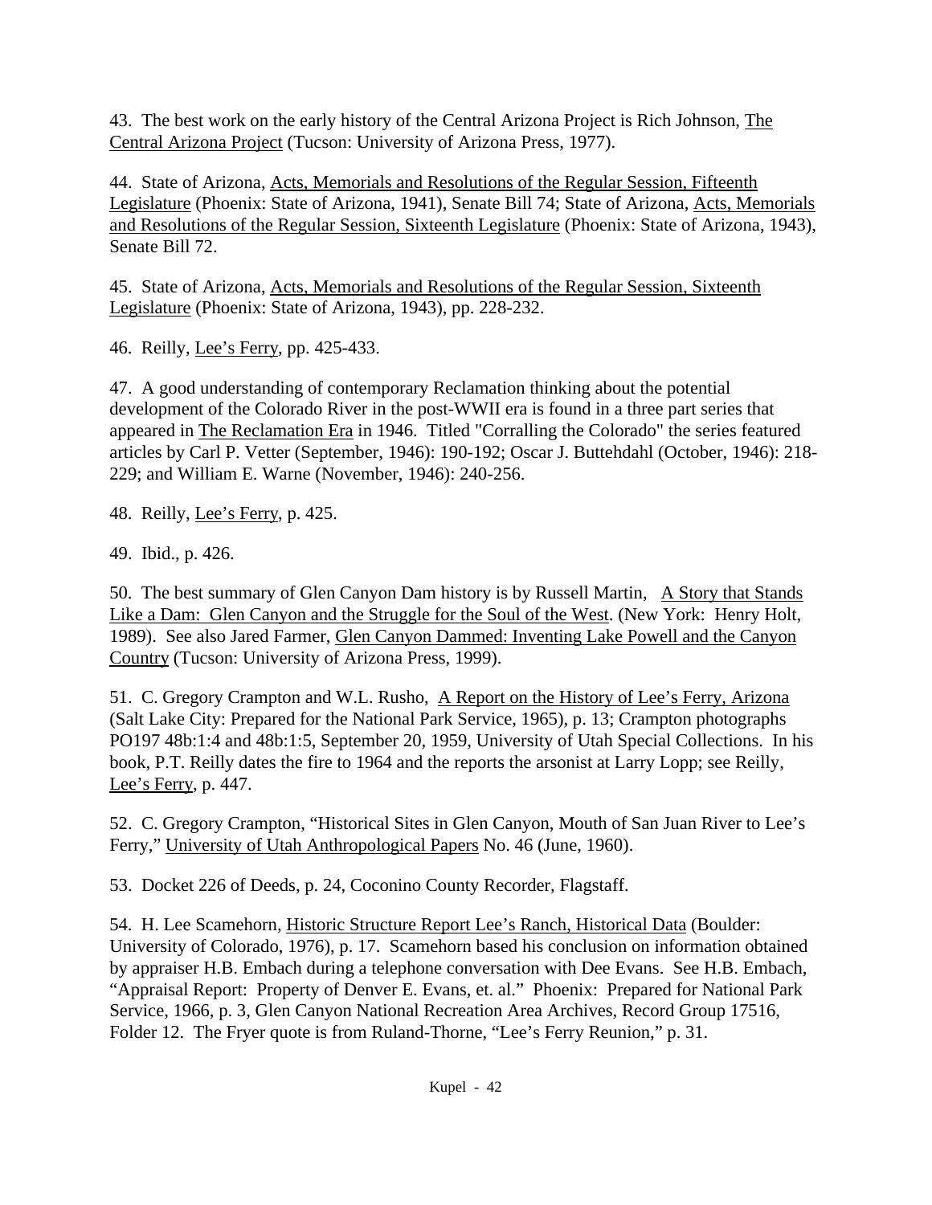43. The best work on the early history of the Central Arizona Project is Rich Johnson, The Central Arizona Project (Tucson: University of Arizona Press, 1977).

44. State of Arizona, Acts, Memorials and Resolutions of the Regular Session, Fifteenth Legislature (Phoenix: State of Arizona, 1941), Senate Bill 74; State of Arizona, Acts, Memorials and Resolutions of the Regular Session, Sixteenth Legislature (Phoenix: State of Arizona, 1943), Senate Bill 72.

45. State of Arizona, Acts, Memorials and Resolutions of the Regular Session, Sixteenth Legislature (Phoenix: State of Arizona, 1943), pp. 228-232.

46. Reilly, Lee's Ferry, pp. 425-433.

47. A good understanding of contemporary Reclamation thinking about the potential development of the Colorado River in the post-WWII era is found in a three part series that appeared in The Reclamation Era in 1946. Titled "Corralling the Colorado" the series featured articles by Carl P. Vetter (September, 1946): 190-192; Oscar J. Buttehdahl (October, 1946): 218-229; and William E. Warne (November, 1946): 240-256.

48. Reilly, Lee's Ferry, p. 425.

49. Ibid., p. 426.

50. The best summary of Glen Canyon Dam history is by Russell Martin, A Story that Stands Like a Dam: Glen Canyon and the Struggle for the Soul of the West. (New York: Henry Holt, 1989). See also Jared Farmer, Glen Canyon Dammed: Inventing Lake Powell and the Canyon Country (Tucson: University of Arizona Press, 1999).

51. C. Gregory Crampton and W.L. Rusho, A Report on the History of Lee's Ferry, Arizona (Salt Lake City: Prepared for the National Park Service, 1965), p. 13; Crampton photographs PO197 48b:1:4 and 48b:1:5, September 20, 1959, University of Utah Special Collections. In his book, P.T. Reilly dates the fire to 1964 and the reports the arsonist at Larry Lopp; see Reilly, Lee's Ferry, p. 447.

52. C. Gregory Crampton, "Historical Sites in Glen Canyon, Mouth of San Juan River to Lee's Ferry," University of Utah Anthropological Papers No. 46 (June, 1960).

53. Docket 226 of Deeds, p. 24, Coconino County Recorder, Flagstaff.

54. H. Lee Scamehorn, Historic Structure Report Lee's Ranch, Historical Data (Boulder: University of Colorado, 1976), p. 17. Scamehorn based his conclusion on information obtained by appraiser H.B. Embach during a telephone conversation with Dee Evans. See H.B. Embach, "Appraisal Report: Property of Denver E. Evans, et. al." Phoenix: Prepared for National Park Service, 1966, p. 3, Glen Canyon National Recreation Area Archives, Record Group 17516, Folder 12. The Fryer quote is from Ruland-Thorne, "Lee's Ferry Reunion," p. 31.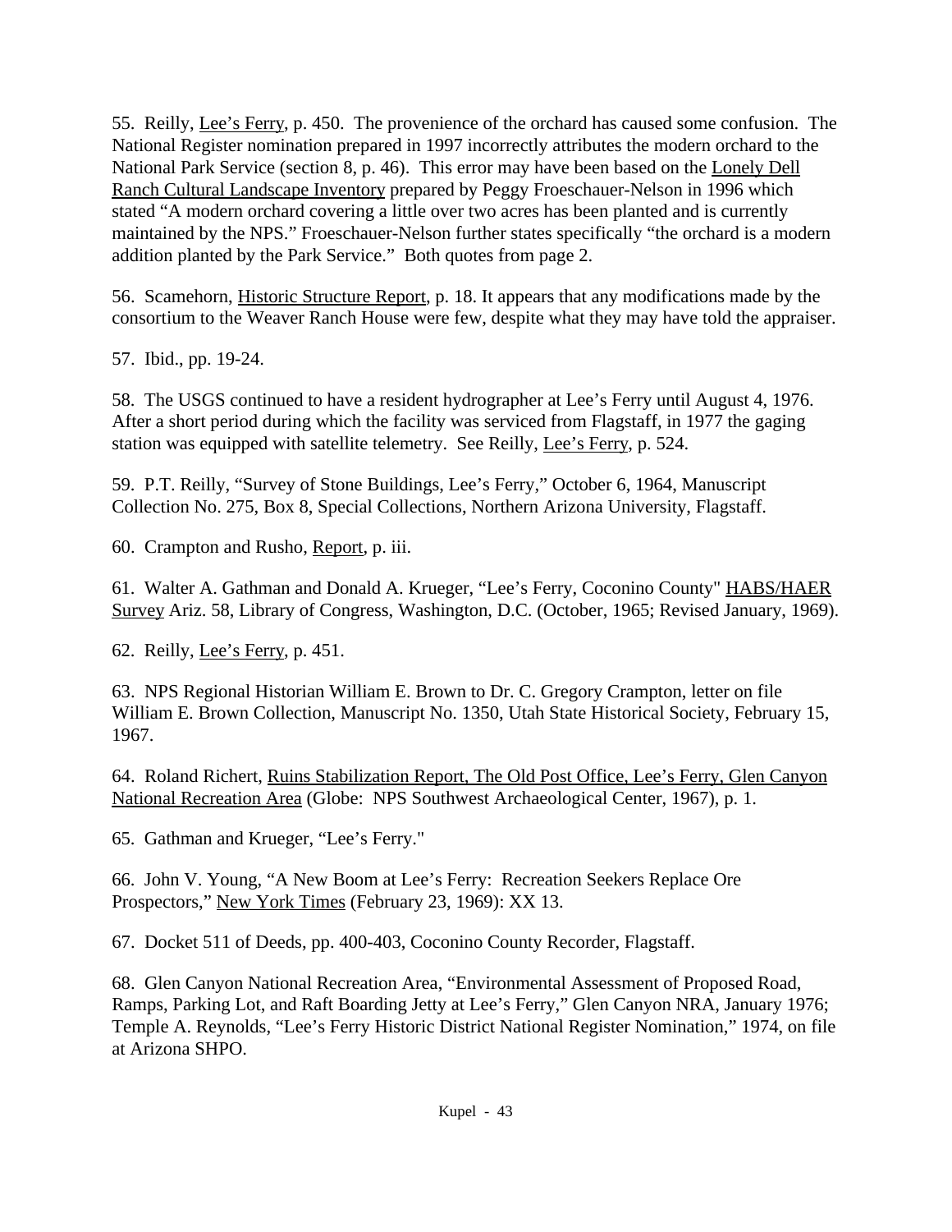55. Reilly, Lee's Ferry, p. 450. The provenience of the orchard has caused some confusion. The National Register nomination prepared in 1997 incorrectly attributes the modern orchard to the National Park Service (section 8, p. 46). This error may have been based on the Lonely Dell Ranch Cultural Landscape Inventory prepared by Peggy Froeschauer-Nelson in 1996 which stated "A modern orchard covering a little over two acres has been planted and is currently maintained by the NPS." Froeschauer-Nelson further states specifically "the orchard is a modern addition planted by the Park Service." Both quotes from page 2.

56. Scamehorn, Historic Structure Report, p. 18. It appears that any modifications made by the consortium to the Weaver Ranch House were few, despite what they may have told the appraiser.

57. Ibid., pp. 19-24.

58. The USGS continued to have a resident hydrographer at Lee's Ferry until August 4, 1976. After a short period during which the facility was serviced from Flagstaff, in 1977 the gaging station was equipped with satellite telemetry. See Reilly, Lee's Ferry, p. 524.

59. P.T. Reilly, "Survey of Stone Buildings, Lee's Ferry," October 6, 1964, Manuscript Collection No. 275, Box 8, Special Collections, Northern Arizona University, Flagstaff.

60. Crampton and Rusho, Report, p. iii.

61. Walter A. Gathman and Donald A. Krueger, "Lee's Ferry, Coconino County" HABS/HAER Survey Ariz. 58, Library of Congress, Washington, D.C. (October, 1965; Revised January, 1969).

62. Reilly, Lee's Ferry, p. 451.

63. NPS Regional Historian William E. Brown to Dr. C. Gregory Crampton, letter on file William E. Brown Collection, Manuscript No. 1350, Utah State Historical Society, February 15, 1967.

64. Roland Richert, Ruins Stabilization Report, The Old Post Office, Lee's Ferry, Glen Canyon National Recreation Area (Globe: NPS Southwest Archaeological Center, 1967), p. 1.

65. Gathman and Krueger, "Lee's Ferry."

66. John V. Young, "A New Boom at Lee's Ferry: Recreation Seekers Replace Ore Prospectors," New York Times (February 23, 1969): XX 13.

67. Docket 511 of Deeds, pp. 400-403, Coconino County Recorder, Flagstaff.

68. Glen Canyon National Recreation Area, "Environmental Assessment of Proposed Road, Ramps, Parking Lot, and Raft Boarding Jetty at Lee's Ferry," Glen Canyon NRA, January 1976; Temple A. Reynolds, "Lee's Ferry Historic District National Register Nomination," 1974, on file at Arizona SHPO.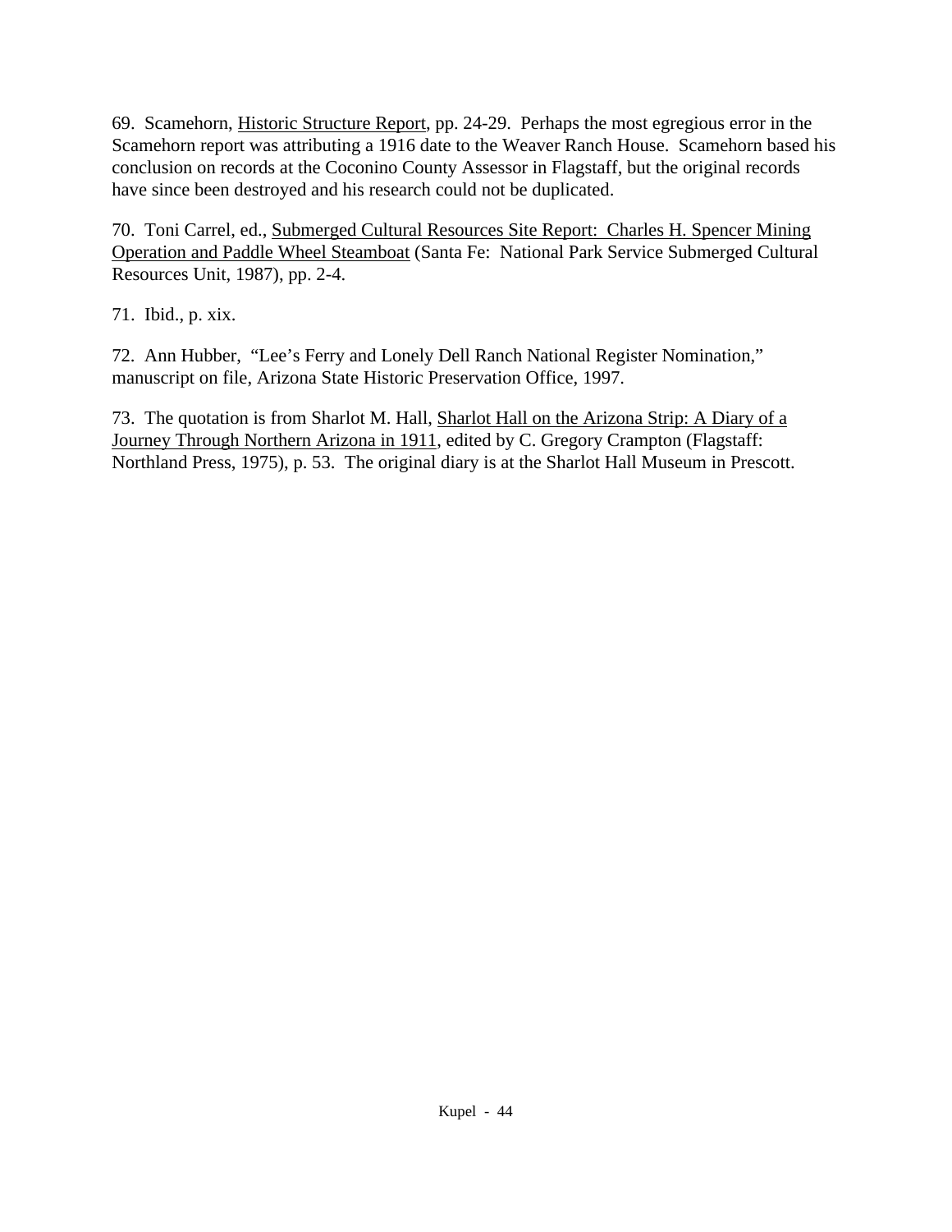69. Scamehorn, <u>Historic Structure Report</u>, pp. 24-29. Perhaps the most egregious error in the Scamehorn report was attributing a 1916 date to the Weaver Ranch House. Scamehorn based his conclusion on records at the Coconino County Assessor in Flagstaff, but the original records have since been destroyed and his research could not be duplicated.

70. Toni Carrel, ed., <u>Submerged Cultural Resources Site Report: Charles H. Spencer Mining Operation and Paddle Wheel Steamboat</u> (Santa Fe: National Park Service Submerged Cultural Resources Unit, 1987), pp. 2-4.

71. Ibid., p. xix.

72. Ann Hubber, "Lee's Ferry and Lonely Dell Ranch National Register Nomination," manuscript on file, Arizona State Historic Preservation Office, 1997.

73. The quotation is from Sharlot M. Hall, <u>Sharlot Hall on the Arizona Strip: A Diary of a Journey Through Northern Arizona in 1911</u>, edited by C. Gregory Crampton (Flagstaff: Northland Press, 1975), p. 53. The original diary is at the Sharlot Hall Museum in Prescott.